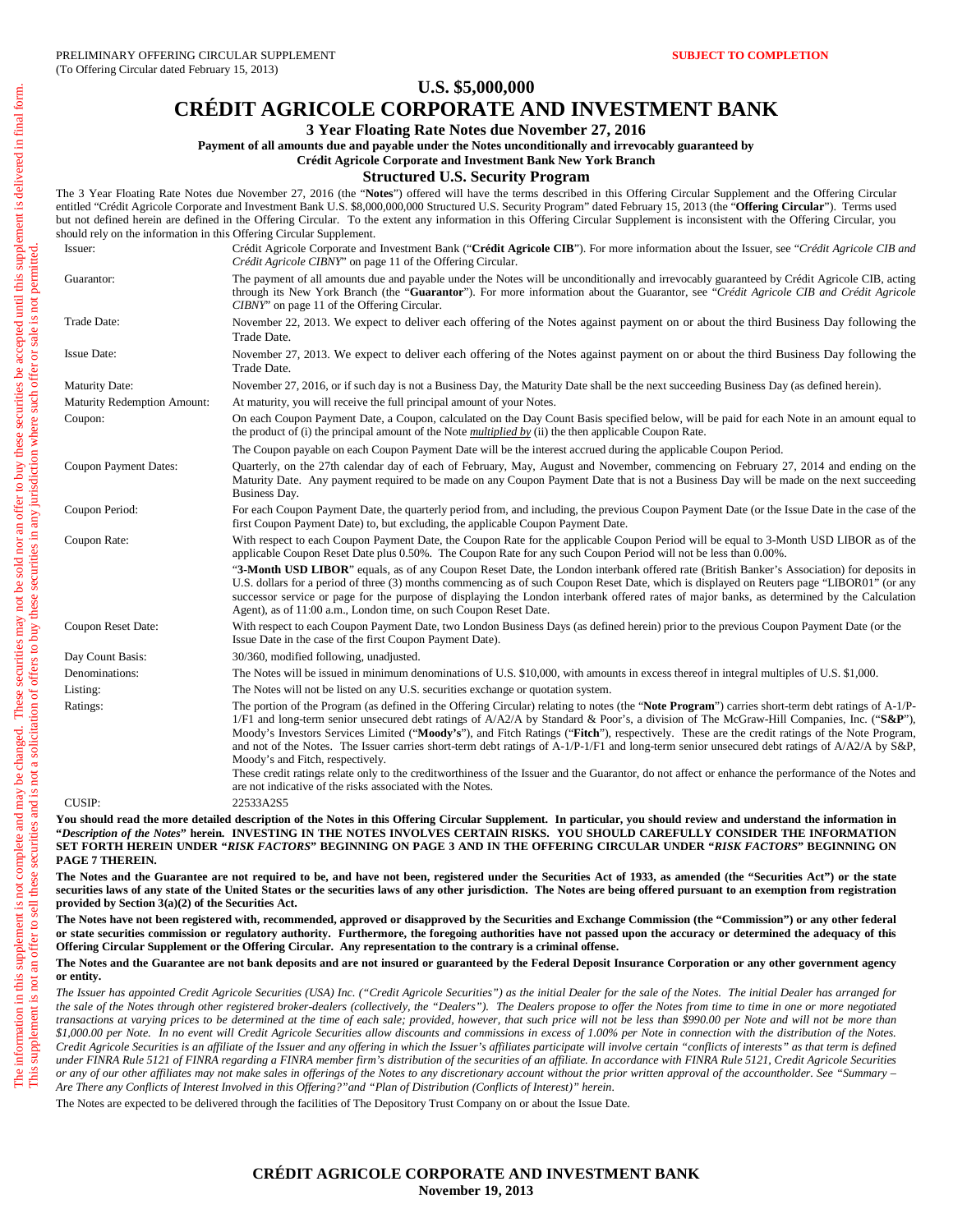PRELIMINARY OFFERING CIRCULAR SUPPLEMENT
(To Offering Circular dated February 15, 2013)

**SUBJECT TO COMPLETION**

The information in this supplement is not complete and may be changed. These securities may not be sold nor an offer to buy these securities be accepted until this supplement is delivered in final form. This supplement is not an offer to sell these securities and is not a solicitation of offers to buy these securities in any jurisdiction where such offer or sale is not permitted.

# U.S. $5,000,000
# CRÉDIT AGRICOLE CORPORATE AND INVESTMENT BANK

### 3 Year Floating Rate Notes due November 27, 2016

**Payment of all amounts due and payable under the Notes unconditionally and irrevocably guaranteed by Crédit Agricole Corporate and Investment Bank New York Branch**

## Structured U.S. Security Program

The 3 Year Floating Rate Notes due November 27, 2016 (the "**Notes**") offered will have the terms described in this Offering Circular Supplement and the Offering Circular entitled "Crédit Agricole Corporate and Investment Bank U.S. $8,000,000,000 Structured U.S. Security Program" dated February 15, 2013 (the "**Offering Circular**"). Terms used but not defined herein are defined in the Offering Circular. To the extent any information in this Offering Circular Supplement is inconsistent with the Offering Circular, you should rely on the information in this Offering Circular Supplement.

| | |
|---|---|
| Issuer: | Crédit Agricole Corporate and Investment Bank ("**Crédit Agricole CIB**"). For more information about the Issuer, see "*Crédit Agricole CIB and Crédit Agricole CIBNY*" on page 11 of the Offering Circular. |
| Guarantor: | The payment of all amounts due and payable under the Notes will be unconditionally and irrevocably guaranteed by Crédit Agricole CIB, acting through its New York Branch (the "**Guarantor**"). For more information about the Guarantor, see "*Crédit Agricole CIB and Crédit Agricole CIBNY*" on page 11 of the Offering Circular. |
| Trade Date: | November 22, 2013. We expect to deliver each offering of the Notes against payment on or about the third Business Day following the Trade Date. |
| Issue Date: | November 27, 2013. We expect to deliver each offering of the Notes against payment on or about the third Business Day following the Trade Date. |
| Maturity Date: | November 27, 2016, or if such day is not a Business Day, the Maturity Date shall be the next succeeding Business Day (as defined herein). |
| Maturity Redemption Amount: | At maturity, you will receive the full principal amount of your Notes. |
| Coupon: | On each Coupon Payment Date, a Coupon, calculated on the Day Count Basis specified below, will be paid for each Note in an amount equal to the product of (i) the principal amount of the Note *multiplied by* (ii) the then applicable Coupon Rate.<br><br>The Coupon payable on each Coupon Payment Date will be the interest accrued during the applicable Coupon Period. |
| Coupon Payment Dates: | Quarterly, on the 27th calendar day of each of February, May, August and November, commencing on February 27, 2014 and ending on the Maturity Date. Any payment required to be made on any Coupon Payment Date that is not a Business Day will be made on the next succeeding Business Day. |
| Coupon Period: | For each Coupon Payment Date, the quarterly period from, and including, the previous Coupon Payment Date (or the Issue Date in the case of the first Coupon Payment Date) to, but excluding, the applicable Coupon Payment Date. |
| Coupon Rate: | With respect to each Coupon Payment Date, the Coupon Rate for the applicable Coupon Period will be equal to 3-Month USD LIBOR as of the applicable Coupon Reset Date plus 0.50%. The Coupon Rate for any such Coupon Period will not be less than 0.00%.<br><br>"**3-Month USD LIBOR**" equals, as of any Coupon Reset Date, the London interbank offered rate (British Banker's Association) for deposits in U.S. dollars for a period of three (3) months commencing as of such Coupon Reset Date, which is displayed on Reuters page "LIBOR01" (or any successor service or page for the purpose of displaying the London interbank offered rates of major banks, as determined by the Calculation Agent), as of 11:00 a.m., London time, on such Coupon Reset Date. |
| Coupon Reset Date: | With respect to each Coupon Payment Date, two London Business Days (as defined herein) prior to the previous Coupon Payment Date (or the Issue Date in the case of the first Coupon Payment Date). |
| Day Count Basis: | 30/360, modified following, unadjusted. |
| Denominations: | The Notes will be issued in minimum denominations of U.S. $10,000, with amounts in excess thereof in integral multiples of U.S. $1,000. |
| Listing: | The Notes will not be listed on any U.S. securities exchange or quotation system. |
| Ratings: | The portion of the Program (as defined in the Offering Circular) relating to notes (the "**Note Program**") carries short-term debt ratings of A-1/P-1/F1 and long-term senior unsecured debt ratings of A/A2/A by Standard & Poor's, a division of The McGraw-Hill Companies, Inc. ("**S&P**"), Moody's Investors Services Limited ("**Moody's**"), and Fitch Ratings ("**Fitch**"), respectively. These are the credit ratings of the Note Program, and not of the Notes. The Issuer carries short-term debt ratings of A-1/P-1/F1 and long-term senior unsecured debt ratings of A/A2/A by S&P, Moody's and Fitch, respectively.<br><br>These credit ratings relate only to the creditworthiness of the Issuer and the Guarantor, do not affect or enhance the performance of the Notes and are not indicative of the risks associated with the Notes. |
| CUSIP: | 22533A2S5 |

**You should read the more detailed description of the Notes in this Offering Circular Supplement. In particular, you should review and understand the information in "*Description of the Notes*" herein. INVESTING IN THE NOTES INVOLVES CERTAIN RISKS. YOU SHOULD CAREFULLY CONSIDER THE INFORMATION SET FORTH HEREIN UNDER "*RISK FACTORS*" BEGINNING ON PAGE 3 AND IN THE OFFERING CIRCULAR UNDER "*RISK FACTORS*" BEGINNING ON PAGE 7 THEREIN.**

**The Notes and the Guarantee are not required to be, and have not been, registered under the Securities Act of 1933, as amended (the "Securities Act") or the state securities laws of any state of the United States or the securities laws of any other jurisdiction. The Notes are being offered pursuant to an exemption from registration provided by Section 3(a)(2) of the Securities Act.**

**The Notes have not been registered with, recommended, approved or disapproved by the Securities and Exchange Commission (the "Commission") or any other federal or state securities commission or regulatory authority. Furthermore, the foregoing authorities have not passed upon the accuracy or determined the adequacy of this Offering Circular Supplement or the Offering Circular. Any representation to the contrary is a criminal offense.**

**The Notes and the Guarantee are not bank deposits and are not insured or guaranteed by the Federal Deposit Insurance Corporation or any other government agency or entity.**

*The Issuer has appointed Credit Agricole Securities (USA) Inc. ("Credit Agricole Securities") as the initial Dealer for the sale of the Notes. The initial Dealer has arranged for the sale of the Notes through other registered broker-dealers (collectively, the "Dealers"). The Dealers propose to offer the Notes from time to time in one or more negotiated transactions at varying prices to be determined at the time of each sale; provided, however, that such price will not be less than $990.00 per Note and will not be more than $1,000.00 per Note. In no event will Credit Agricole Securities allow discounts and commissions in excess of 1.00% per Note in connection with the distribution of the Notes. Credit Agricole Securities is an affiliate of the Issuer and any offering in which the Issuer's affiliates participate will involve certain "conflicts of interests" as that term is defined under FINRA Rule 5121 of FINRA regarding a FINRA member firm's distribution of the securities of an affiliate. In accordance with FINRA Rule 5121, Credit Agricole Securities or any of our other affiliates may not make sales in offerings of the Notes to any discretionary account without the prior written approval of the accountholder. See "Summary – Are There any Conflicts of Interest Involved in this Offering?" and "Plan of Distribution (Conflicts of Interest)" herein.*

The Notes are expected to be delivered through the facilities of The Depository Trust Company on or about the Issue Date.

**CRÉDIT AGRICOLE CORPORATE AND INVESTMENT BANK**
**November 19, 2013**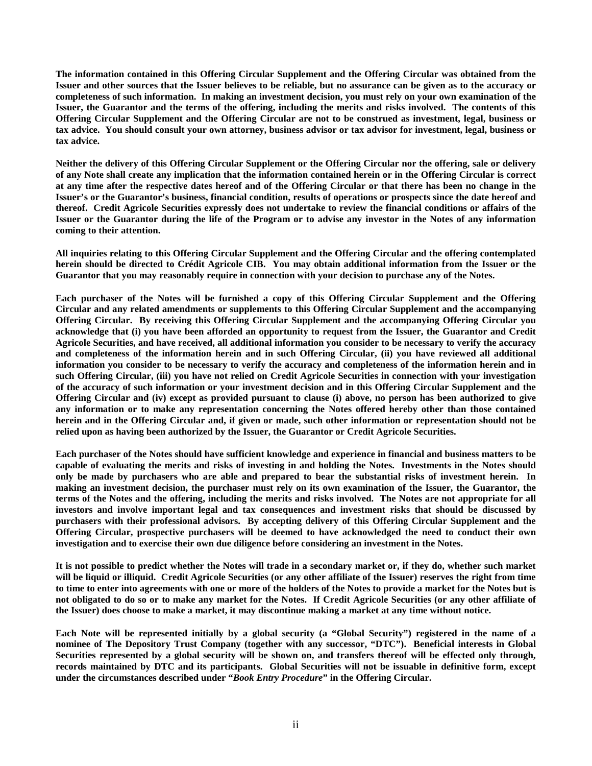**The information contained in this Offering Circular Supplement and the Offering Circular was obtained from the Issuer and other sources that the Issuer believes to be reliable, but no assurance can be given as to the accuracy or completeness of such information. In making an investment decision, you must rely on your own examination of the Issuer, the Guarantor and the terms of the offering, including the merits and risks involved. The contents of this Offering Circular Supplement and the Offering Circular are not to be construed as investment, legal, business or tax advice. You should consult your own attorney, business advisor or tax advisor for investment, legal, business or tax advice.**

**Neither the delivery of this Offering Circular Supplement or the Offering Circular nor the offering, sale or delivery of any Note shall create any implication that the information contained herein or in the Offering Circular is correct at any time after the respective dates hereof and of the Offering Circular or that there has been no change in the Issuer's or the Guarantor's business, financial condition, results of operations or prospects since the date hereof and thereof. Credit Agricole Securities expressly does not undertake to review the financial conditions or affairs of the Issuer or the Guarantor during the life of the Program or to advise any investor in the Notes of any information coming to their attention.**

**All inquiries relating to this Offering Circular Supplement and the Offering Circular and the offering contemplated herein should be directed to Crédit Agricole CIB. You may obtain additional information from the Issuer or the Guarantor that you may reasonably require in connection with your decision to purchase any of the Notes.**

**Each purchaser of the Notes will be furnished a copy of this Offering Circular Supplement and the Offering Circular and any related amendments or supplements to this Offering Circular Supplement and the accompanying Offering Circular. By receiving this Offering Circular Supplement and the accompanying Offering Circular you acknowledge that (i) you have been afforded an opportunity to request from the Issuer, the Guarantor and Credit Agricole Securities, and have received, all additional information you consider to be necessary to verify the accuracy and completeness of the information herein and in such Offering Circular, (ii) you have reviewed all additional information you consider to be necessary to verify the accuracy and completeness of the information herein and in such Offering Circular, (iii) you have not relied on Credit Agricole Securities in connection with your investigation of the accuracy of such information or your investment decision and in this Offering Circular Supplement and the Offering Circular and (iv) except as provided pursuant to clause (i) above, no person has been authorized to give any information or to make any representation concerning the Notes offered hereby other than those contained herein and in the Offering Circular and, if given or made, such other information or representation should not be relied upon as having been authorized by the Issuer, the Guarantor or Credit Agricole Securities.**

**Each purchaser of the Notes should have sufficient knowledge and experience in financial and business matters to be capable of evaluating the merits and risks of investing in and holding the Notes. Investments in the Notes should only be made by purchasers who are able and prepared to bear the substantial risks of investment herein. In making an investment decision, the purchaser must rely on its own examination of the Issuer, the Guarantor, the terms of the Notes and the offering, including the merits and risks involved. The Notes are not appropriate for all investors and involve important legal and tax consequences and investment risks that should be discussed by purchasers with their professional advisors. By accepting delivery of this Offering Circular Supplement and the Offering Circular, prospective purchasers will be deemed to have acknowledged the need to conduct their own investigation and to exercise their own due diligence before considering an investment in the Notes.**

**It is not possible to predict whether the Notes will trade in a secondary market or, if they do, whether such market will be liquid or illiquid. Credit Agricole Securities (or any other affiliate of the Issuer) reserves the right from time to time to enter into agreements with one or more of the holders of the Notes to provide a market for the Notes but is not obligated to do so or to make any market for the Notes. If Credit Agricole Securities (or any other affiliate of the Issuer) does choose to make a market, it may discontinue making a market at any time without notice.**

**Each Note will be represented initially by a global security (a "Global Security") registered in the name of a nominee of The Depository Trust Company (together with any successor, "DTC"). Beneficial interests in Global Securities represented by a global security will be shown on, and transfers thereof will be effected only through, records maintained by DTC and its participants. Global Securities will not be issuable in definitive form, except under the circumstances described under "*Book Entry Procedure*" in the Offering Circular.**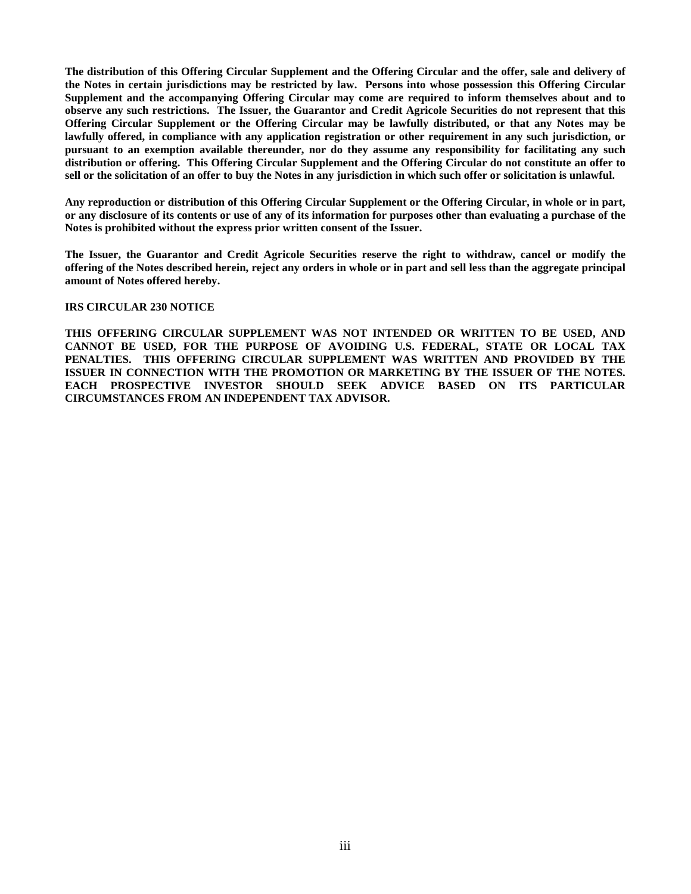**The distribution of this Offering Circular Supplement and the Offering Circular and the offer, sale and delivery of the Notes in certain jurisdictions may be restricted by law. Persons into whose possession this Offering Circular Supplement and the accompanying Offering Circular may come are required to inform themselves about and to observe any such restrictions. The Issuer, the Guarantor and Credit Agricole Securities do not represent that this Offering Circular Supplement or the Offering Circular may be lawfully distributed, or that any Notes may be lawfully offered, in compliance with any application registration or other requirement in any such jurisdiction, or pursuant to an exemption available thereunder, nor do they assume any responsibility for facilitating any such distribution or offering. This Offering Circular Supplement and the Offering Circular do not constitute an offer to sell or the solicitation of an offer to buy the Notes in any jurisdiction in which such offer or solicitation is unlawful.**

**Any reproduction or distribution of this Offering Circular Supplement or the Offering Circular, in whole or in part, or any disclosure of its contents or use of any of its information for purposes other than evaluating a purchase of the Notes is prohibited without the express prior written consent of the Issuer.**

**The Issuer, the Guarantor and Credit Agricole Securities reserve the right to withdraw, cancel or modify the offering of the Notes described herein, reject any orders in whole or in part and sell less than the aggregate principal amount of Notes offered hereby.**

**IRS CIRCULAR 230 NOTICE**

**THIS OFFERING CIRCULAR SUPPLEMENT WAS NOT INTENDED OR WRITTEN TO BE USED, AND CANNOT BE USED, FOR THE PURPOSE OF AVOIDING U.S. FEDERAL, STATE OR LOCAL TAX PENALTIES. THIS OFFERING CIRCULAR SUPPLEMENT WAS WRITTEN AND PROVIDED BY THE ISSUER IN CONNECTION WITH THE PROMOTION OR MARKETING BY THE ISSUER OF THE NOTES. EACH PROSPECTIVE INVESTOR SHOULD SEEK ADVICE BASED ON ITS PARTICULAR CIRCUMSTANCES FROM AN INDEPENDENT TAX ADVISOR.**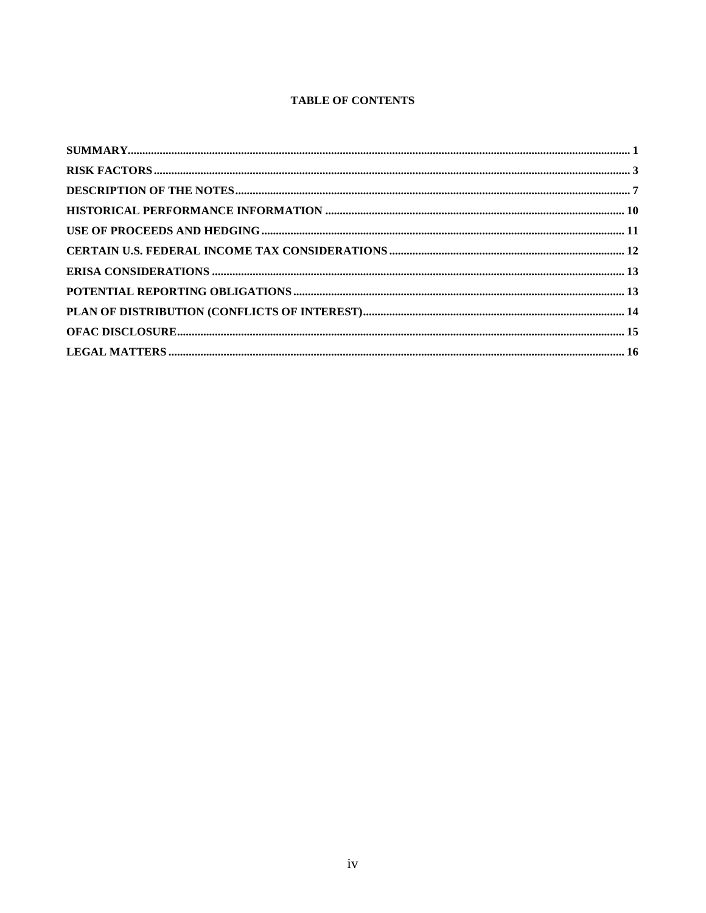## TABLE OF CONTENTS

| | |
|---|---|
| **SUMMARY** | **1** |
| **RISK FACTORS** | **3** |
| **DESCRIPTION OF THE NOTES** | **7** |
| **HISTORICAL PERFORMANCE INFORMATION** | **10** |
| **USE OF PROCEEDS AND HEDGING** | **11** |
| **CERTAIN U.S. FEDERAL INCOME TAX CONSIDERATIONS** | **12** |
| **ERISA CONSIDERATIONS** | **13** |
| **POTENTIAL REPORTING OBLIGATIONS** | **13** |
| **PLAN OF DISTRIBUTION (CONFLICTS OF INTEREST)** | **14** |
| **OFAC DISCLOSURE** | **15** |
| **LEGAL MATTERS** | **16** |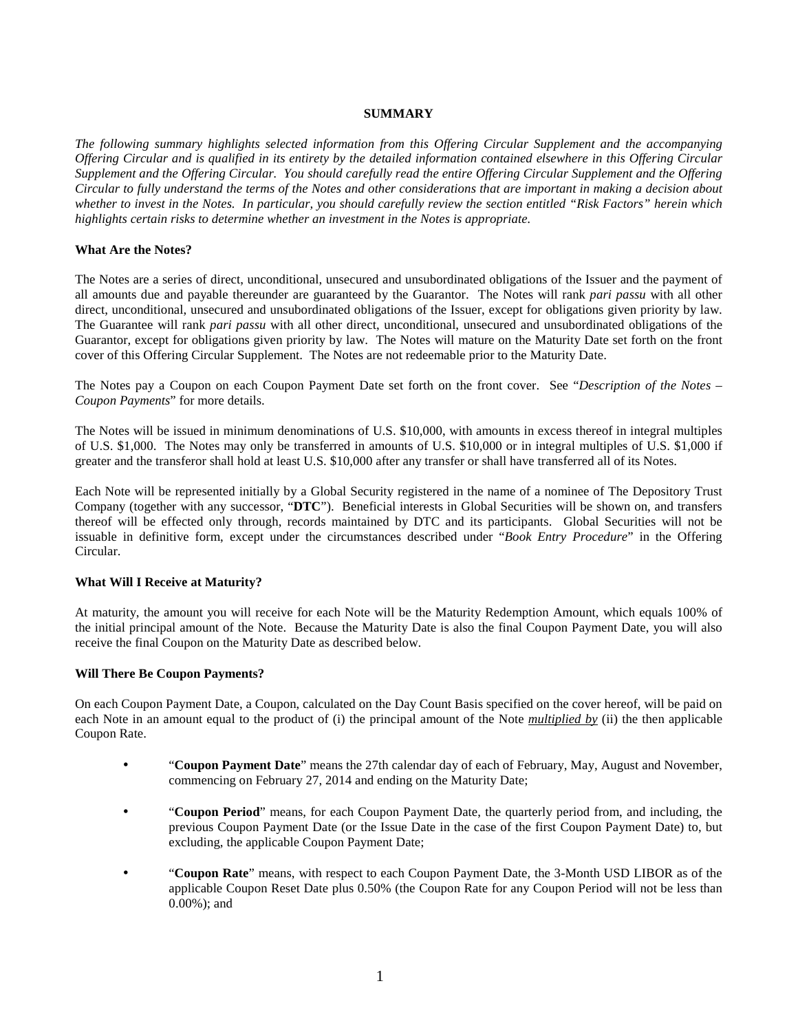## SUMMARY

*The following summary highlights selected information from this Offering Circular Supplement and the accompanying Offering Circular and is qualified in its entirety by the detailed information contained elsewhere in this Offering Circular Supplement and the Offering Circular. You should carefully read the entire Offering Circular Supplement and the Offering Circular to fully understand the terms of the Notes and other considerations that are important in making a decision about whether to invest in the Notes. In particular, you should carefully review the section entitled "Risk Factors" herein which highlights certain risks to determine whether an investment in the Notes is appropriate.*

### What Are the Notes?

The Notes are a series of direct, unconditional, unsecured and unsubordinated obligations of the Issuer and the payment of all amounts due and payable thereunder are guaranteed by the Guarantor. The Notes will rank *pari passu* with all other direct, unconditional, unsecured and unsubordinated obligations of the Issuer, except for obligations given priority by law. The Guarantee will rank *pari passu* with all other direct, unconditional, unsecured and unsubordinated obligations of the Guarantor, except for obligations given priority by law. The Notes will mature on the Maturity Date set forth on the front cover of this Offering Circular Supplement. The Notes are not redeemable prior to the Maturity Date.

The Notes pay a Coupon on each Coupon Payment Date set forth on the front cover. See "*Description of the Notes – Coupon Payments*" for more details.

The Notes will be issued in minimum denominations of U.S. $10,000, with amounts in excess thereof in integral multiples of U.S. $1,000. The Notes may only be transferred in amounts of U.S. $10,000 or in integral multiples of U.S. $1,000 if greater and the transferor shall hold at least U.S. $10,000 after any transfer or shall have transferred all of its Notes.

Each Note will be represented initially by a Global Security registered in the name of a nominee of The Depository Trust Company (together with any successor, "**DTC**"). Beneficial interests in Global Securities will be shown on, and transfers thereof will be effected only through, records maintained by DTC and its participants. Global Securities will not be issuable in definitive form, except under the circumstances described under "*Book Entry Procedure*" in the Offering Circular.

### What Will I Receive at Maturity?

At maturity, the amount you will receive for each Note will be the Maturity Redemption Amount, which equals 100% of the initial principal amount of the Note. Because the Maturity Date is also the final Coupon Payment Date, you will also receive the final Coupon on the Maturity Date as described below.

### Will There Be Coupon Payments?

On each Coupon Payment Date, a Coupon, calculated on the Day Count Basis specified on the cover hereof, will be paid on each Note in an amount equal to the product of (i) the principal amount of the Note ***multiplied by*** (ii) the then applicable Coupon Rate.

- "**Coupon Payment Date**" means the 27th calendar day of each of February, May, August and November, commencing on February 27, 2014 and ending on the Maturity Date;
- "**Coupon Period**" means, for each Coupon Payment Date, the quarterly period from, and including, the previous Coupon Payment Date (or the Issue Date in the case of the first Coupon Payment Date) to, but excluding, the applicable Coupon Payment Date;
- "**Coupon Rate**" means, with respect to each Coupon Payment Date, the 3-Month USD LIBOR as of the applicable Coupon Reset Date plus 0.50% (the Coupon Rate for any Coupon Period will not be less than 0.00%); and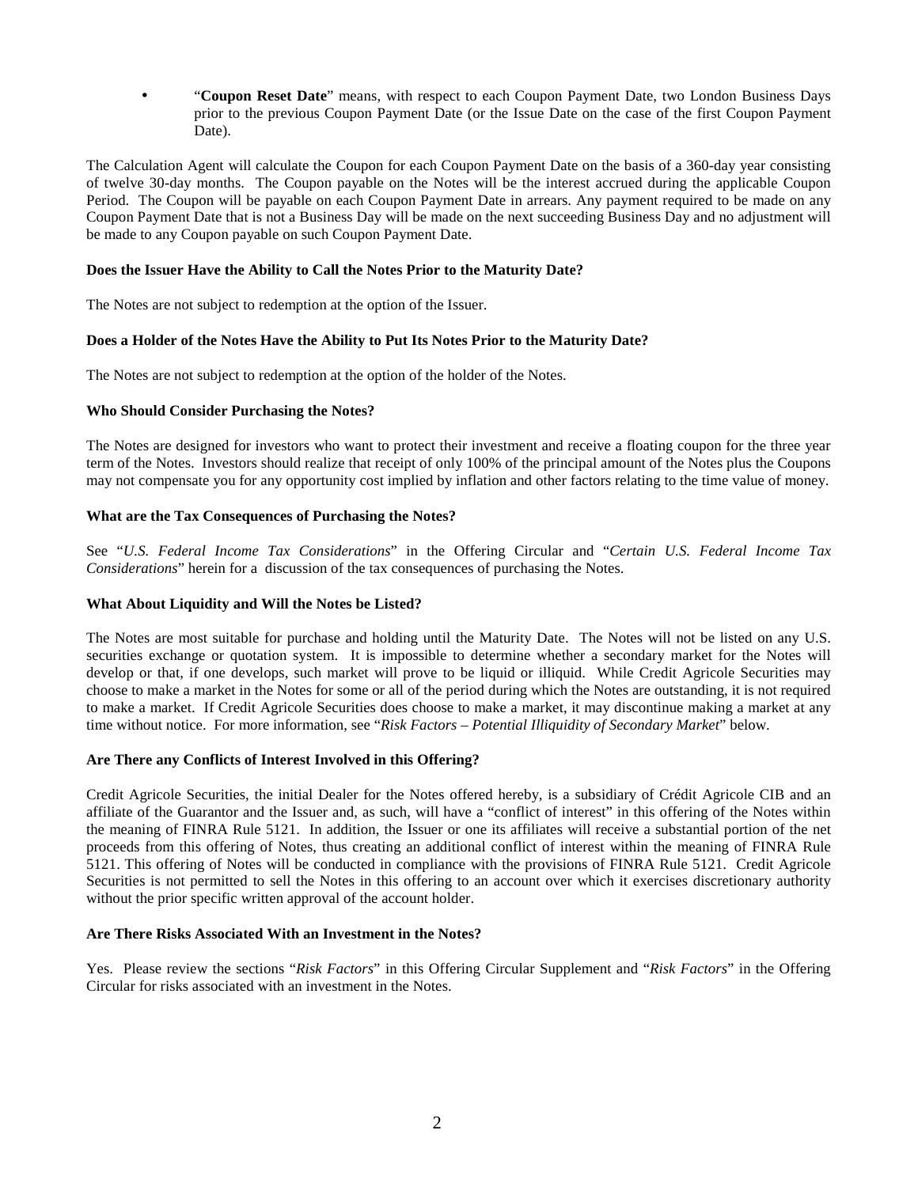- "**Coupon Reset Date**" means, with respect to each Coupon Payment Date, two London Business Days prior to the previous Coupon Payment Date (or the Issue Date on the case of the first Coupon Payment Date).

The Calculation Agent will calculate the Coupon for each Coupon Payment Date on the basis of a 360-day year consisting of twelve 30-day months. The Coupon payable on the Notes will be the interest accrued during the applicable Coupon Period. The Coupon will be payable on each Coupon Payment Date in arrears. Any payment required to be made on any Coupon Payment Date that is not a Business Day will be made on the next succeeding Business Day and no adjustment will be made to any Coupon payable on such Coupon Payment Date.

**Does the Issuer Have the Ability to Call the Notes Prior to the Maturity Date?**

The Notes are not subject to redemption at the option of the Issuer.

**Does a Holder of the Notes Have the Ability to Put Its Notes Prior to the Maturity Date?**

The Notes are not subject to redemption at the option of the holder of the Notes.

**Who Should Consider Purchasing the Notes?**

The Notes are designed for investors who want to protect their investment and receive a floating coupon for the three year term of the Notes. Investors should realize that receipt of only 100% of the principal amount of the Notes plus the Coupons may not compensate you for any opportunity cost implied by inflation and other factors relating to the time value of money.

**What are the Tax Consequences of Purchasing the Notes?**

See "*U.S. Federal Income Tax Considerations*" in the Offering Circular and "*Certain U.S. Federal Income Tax Considerations*" herein for a discussion of the tax consequences of purchasing the Notes.

**What About Liquidity and Will the Notes be Listed?**

The Notes are most suitable for purchase and holding until the Maturity Date. The Notes will not be listed on any U.S. securities exchange or quotation system. It is impossible to determine whether a secondary market for the Notes will develop or that, if one develops, such market will prove to be liquid or illiquid. While Credit Agricole Securities may choose to make a market in the Notes for some or all of the period during which the Notes are outstanding, it is not required to make a market. If Credit Agricole Securities does choose to make a market, it may discontinue making a market at any time without notice. For more information, see "*Risk Factors – Potential Illiquidity of Secondary Market*" below.

**Are There any Conflicts of Interest Involved in this Offering?**

Credit Agricole Securities, the initial Dealer for the Notes offered hereby, is a subsidiary of Crédit Agricole CIB and an affiliate of the Guarantor and the Issuer and, as such, will have a "conflict of interest" in this offering of the Notes within the meaning of FINRA Rule 5121. In addition, the Issuer or one its affiliates will receive a substantial portion of the net proceeds from this offering of Notes, thus creating an additional conflict of interest within the meaning of FINRA Rule 5121. This offering of Notes will be conducted in compliance with the provisions of FINRA Rule 5121. Credit Agricole Securities is not permitted to sell the Notes in this offering to an account over which it exercises discretionary authority without the prior specific written approval of the account holder.

**Are There Risks Associated With an Investment in the Notes?**

Yes. Please review the sections "*Risk Factors*" in this Offering Circular Supplement and "*Risk Factors*" in the Offering Circular for risks associated with an investment in the Notes.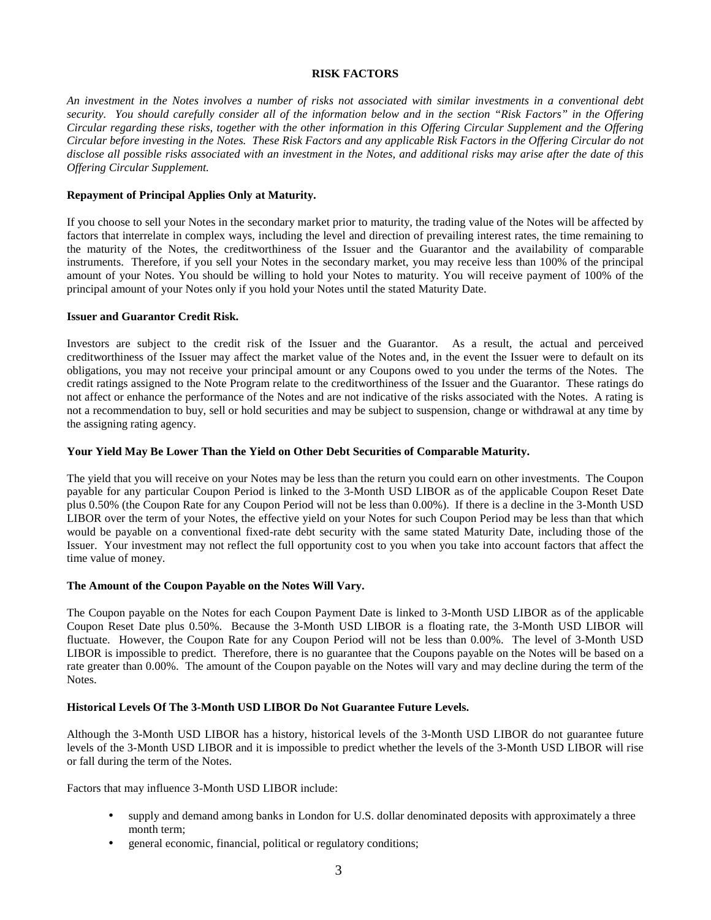## RISK FACTORS

*An investment in the Notes involves a number of risks not associated with similar investments in a conventional debt security. You should carefully consider all of the information below and in the section "Risk Factors" in the Offering Circular regarding these risks, together with the other information in this Offering Circular Supplement and the Offering Circular before investing in the Notes. These Risk Factors and any applicable Risk Factors in the Offering Circular do not disclose all possible risks associated with an investment in the Notes, and additional risks may arise after the date of this Offering Circular Supplement.*

**Repayment of Principal Applies Only at Maturity.**

If you choose to sell your Notes in the secondary market prior to maturity, the trading value of the Notes will be affected by factors that interrelate in complex ways, including the level and direction of prevailing interest rates, the time remaining to the maturity of the Notes, the creditworthiness of the Issuer and the Guarantor and the availability of comparable instruments. Therefore, if you sell your Notes in the secondary market, you may receive less than 100% of the principal amount of your Notes. You should be willing to hold your Notes to maturity. You will receive payment of 100% of the principal amount of your Notes only if you hold your Notes until the stated Maturity Date.

**Issuer and Guarantor Credit Risk.**

Investors are subject to the credit risk of the Issuer and the Guarantor. As a result, the actual and perceived creditworthiness of the Issuer may affect the market value of the Notes and, in the event the Issuer were to default on its obligations, you may not receive your principal amount or any Coupons owed to you under the terms of the Notes. The credit ratings assigned to the Note Program relate to the creditworthiness of the Issuer and the Guarantor. These ratings do not affect or enhance the performance of the Notes and are not indicative of the risks associated with the Notes. A rating is not a recommendation to buy, sell or hold securities and may be subject to suspension, change or withdrawal at any time by the assigning rating agency.

**Your Yield May Be Lower Than the Yield on Other Debt Securities of Comparable Maturity.**

The yield that you will receive on your Notes may be less than the return you could earn on other investments. The Coupon payable for any particular Coupon Period is linked to the 3-Month USD LIBOR as of the applicable Coupon Reset Date plus 0.50% (the Coupon Rate for any Coupon Period will not be less than 0.00%). If there is a decline in the 3-Month USD LIBOR over the term of your Notes, the effective yield on your Notes for such Coupon Period may be less than that which would be payable on a conventional fixed-rate debt security with the same stated Maturity Date, including those of the Issuer. Your investment may not reflect the full opportunity cost to you when you take into account factors that affect the time value of money.

**The Amount of the Coupon Payable on the Notes Will Vary.**

The Coupon payable on the Notes for each Coupon Payment Date is linked to 3-Month USD LIBOR as of the applicable Coupon Reset Date plus 0.50%. Because the 3-Month USD LIBOR is a floating rate, the 3-Month USD LIBOR will fluctuate. However, the Coupon Rate for any Coupon Period will not be less than 0.00%. The level of 3-Month USD LIBOR is impossible to predict. Therefore, there is no guarantee that the Coupons payable on the Notes will be based on a rate greater than 0.00%. The amount of the Coupon payable on the Notes will vary and may decline during the term of the Notes.

**Historical Levels Of The 3-Month USD LIBOR Do Not Guarantee Future Levels.**

Although the 3-Month USD LIBOR has a history, historical levels of the 3-Month USD LIBOR do not guarantee future levels of the 3-Month USD LIBOR and it is impossible to predict whether the levels of the 3-Month USD LIBOR will rise or fall during the term of the Notes.

Factors that may influence 3-Month USD LIBOR include:

- supply and demand among banks in London for U.S. dollar denominated deposits with approximately a three month term;
- general economic, financial, political or regulatory conditions;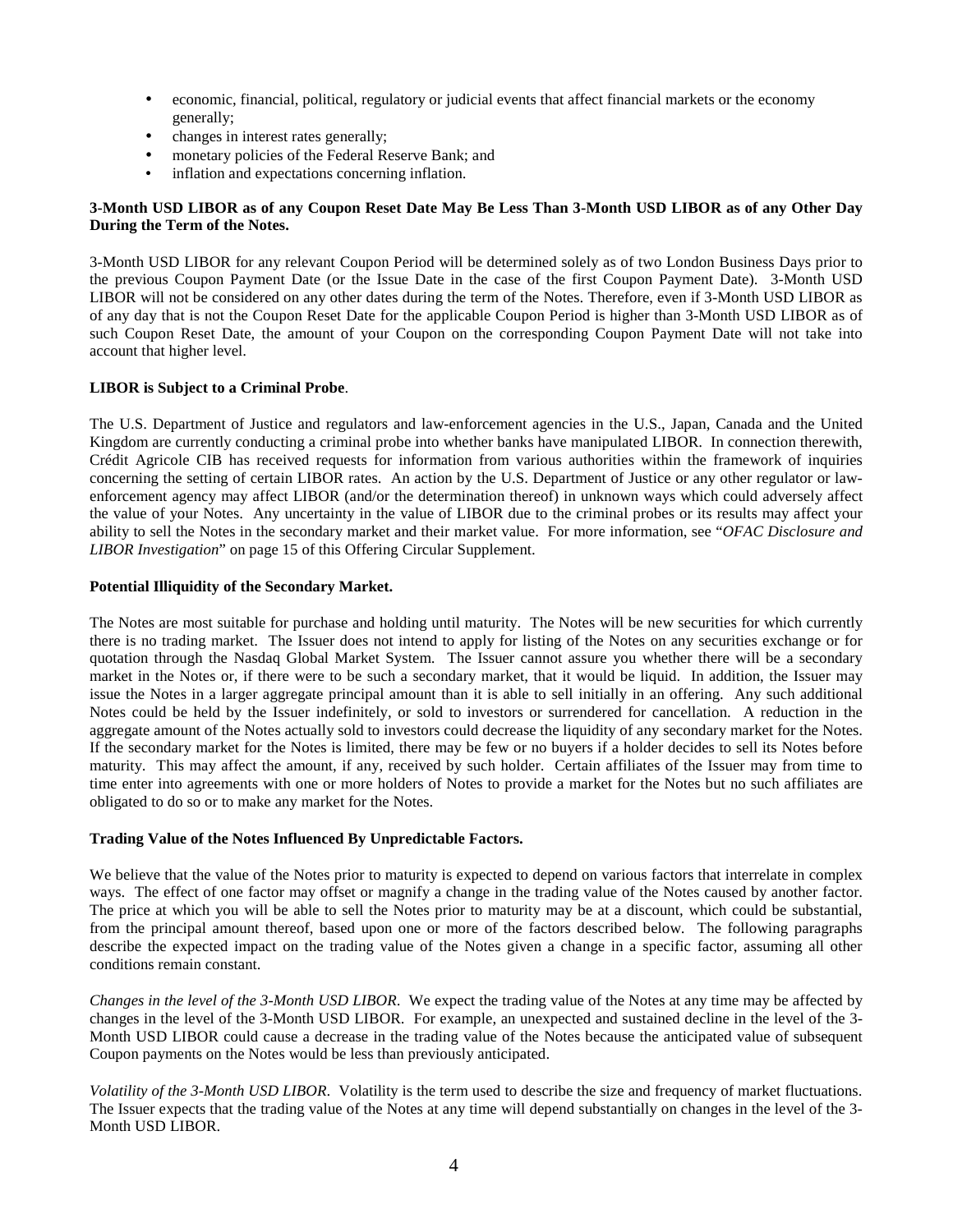- economic, financial, political, regulatory or judicial events that affect financial markets or the economy generally;
- changes in interest rates generally;
- monetary policies of the Federal Reserve Bank; and
- inflation and expectations concerning inflation.

**3-Month USD LIBOR as of any Coupon Reset Date May Be Less Than 3-Month USD LIBOR as of any Other Day During the Term of the Notes.**

3-Month USD LIBOR for any relevant Coupon Period will be determined solely as of two London Business Days prior to the previous Coupon Payment Date (or the Issue Date in the case of the first Coupon Payment Date). 3-Month USD LIBOR will not be considered on any other dates during the term of the Notes. Therefore, even if 3-Month USD LIBOR as of any day that is not the Coupon Reset Date for the applicable Coupon Period is higher than 3-Month USD LIBOR as of such Coupon Reset Date, the amount of your Coupon on the corresponding Coupon Payment Date will not take into account that higher level.

**LIBOR is Subject to a Criminal Probe**.

The U.S. Department of Justice and regulators and law-enforcement agencies in the U.S., Japan, Canada and the United Kingdom are currently conducting a criminal probe into whether banks have manipulated LIBOR. In connection therewith, Crédit Agricole CIB has received requests for information from various authorities within the framework of inquiries concerning the setting of certain LIBOR rates. An action by the U.S. Department of Justice or any other regulator or law-enforcement agency may affect LIBOR (and/or the determination thereof) in unknown ways which could adversely affect the value of your Notes. Any uncertainty in the value of LIBOR due to the criminal probes or its results may affect your ability to sell the Notes in the secondary market and their market value. For more information, see "*OFAC Disclosure and LIBOR Investigation*" on page 15 of this Offering Circular Supplement.

**Potential Illiquidity of the Secondary Market.**

The Notes are most suitable for purchase and holding until maturity. The Notes will be new securities for which currently there is no trading market. The Issuer does not intend to apply for listing of the Notes on any securities exchange or for quotation through the Nasdaq Global Market System. The Issuer cannot assure you whether there will be a secondary market in the Notes or, if there were to be such a secondary market, that it would be liquid. In addition, the Issuer may issue the Notes in a larger aggregate principal amount than it is able to sell initially in an offering. Any such additional Notes could be held by the Issuer indefinitely, or sold to investors or surrendered for cancellation. A reduction in the aggregate amount of the Notes actually sold to investors could decrease the liquidity of any secondary market for the Notes. If the secondary market for the Notes is limited, there may be few or no buyers if a holder decides to sell its Notes before maturity. This may affect the amount, if any, received by such holder. Certain affiliates of the Issuer may from time to time enter into agreements with one or more holders of Notes to provide a market for the Notes but no such affiliates are obligated to do so or to make any market for the Notes.

**Trading Value of the Notes Influenced By Unpredictable Factors.**

We believe that the value of the Notes prior to maturity is expected to depend on various factors that interrelate in complex ways. The effect of one factor may offset or magnify a change in the trading value of the Notes caused by another factor. The price at which you will be able to sell the Notes prior to maturity may be at a discount, which could be substantial, from the principal amount thereof, based upon one or more of the factors described below. The following paragraphs describe the expected impact on the trading value of the Notes given a change in a specific factor, assuming all other conditions remain constant.

*Changes in the level of the 3-Month USD LIBOR*. We expect the trading value of the Notes at any time may be affected by changes in the level of the 3-Month USD LIBOR. For example, an unexpected and sustained decline in the level of the 3-Month USD LIBOR could cause a decrease in the trading value of the Notes because the anticipated value of subsequent Coupon payments on the Notes would be less than previously anticipated.

*Volatility of the 3-Month USD LIBOR*. Volatility is the term used to describe the size and frequency of market fluctuations. The Issuer expects that the trading value of the Notes at any time will depend substantially on changes in the level of the 3-Month USD LIBOR.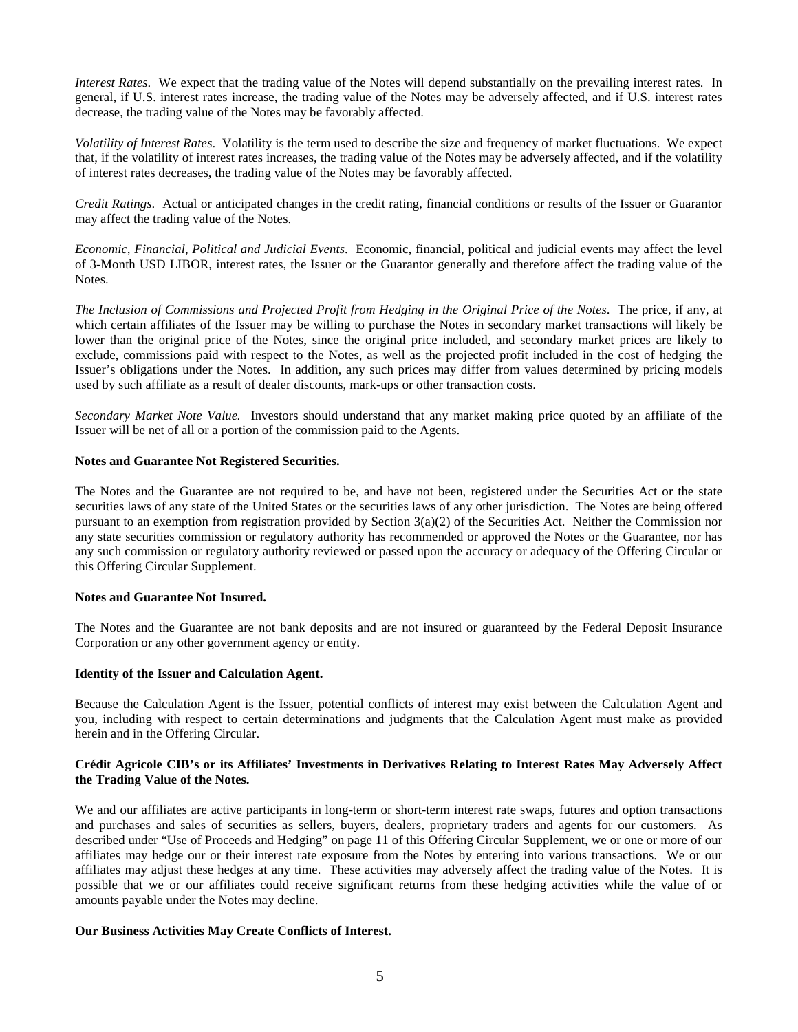*Interest Rates*. We expect that the trading value of the Notes will depend substantially on the prevailing interest rates. In general, if U.S. interest rates increase, the trading value of the Notes may be adversely affected, and if U.S. interest rates decrease, the trading value of the Notes may be favorably affected.

*Volatility of Interest Rates*. Volatility is the term used to describe the size and frequency of market fluctuations. We expect that, if the volatility of interest rates increases, the trading value of the Notes may be adversely affected, and if the volatility of interest rates decreases, the trading value of the Notes may be favorably affected.

*Credit Ratings*. Actual or anticipated changes in the credit rating, financial conditions or results of the Issuer or Guarantor may affect the trading value of the Notes.

*Economic, Financial, Political and Judicial Events*. Economic, financial, political and judicial events may affect the level of 3-Month USD LIBOR, interest rates, the Issuer or the Guarantor generally and therefore affect the trading value of the Notes.

*The Inclusion of Commissions and Projected Profit from Hedging in the Original Price of the Notes*. The price, if any, at which certain affiliates of the Issuer may be willing to purchase the Notes in secondary market transactions will likely be lower than the original price of the Notes, since the original price included, and secondary market prices are likely to exclude, commissions paid with respect to the Notes, as well as the projected profit included in the cost of hedging the Issuer's obligations under the Notes. In addition, any such prices may differ from values determined by pricing models used by such affiliate as a result of dealer discounts, mark-ups or other transaction costs.

*Secondary Market Note Value.* Investors should understand that any market making price quoted by an affiliate of the Issuer will be net of all or a portion of the commission paid to the Agents.

**Notes and Guarantee Not Registered Securities.**

The Notes and the Guarantee are not required to be, and have not been, registered under the Securities Act or the state securities laws of any state of the United States or the securities laws of any other jurisdiction. The Notes are being offered pursuant to an exemption from registration provided by Section 3(a)(2) of the Securities Act. Neither the Commission nor any state securities commission or regulatory authority has recommended or approved the Notes or the Guarantee, nor has any such commission or regulatory authority reviewed or passed upon the accuracy or adequacy of the Offering Circular or this Offering Circular Supplement.

**Notes and Guarantee Not Insured.**

The Notes and the Guarantee are not bank deposits and are not insured or guaranteed by the Federal Deposit Insurance Corporation or any other government agency or entity.

**Identity of the Issuer and Calculation Agent.**

Because the Calculation Agent is the Issuer, potential conflicts of interest may exist between the Calculation Agent and you, including with respect to certain determinations and judgments that the Calculation Agent must make as provided herein and in the Offering Circular.

**Crédit Agricole CIB's or its Affiliates' Investments in Derivatives Relating to Interest Rates May Adversely Affect the Trading Value of the Notes.**

We and our affiliates are active participants in long-term or short-term interest rate swaps, futures and option transactions and purchases and sales of securities as sellers, buyers, dealers, proprietary traders and agents for our customers. As described under "Use of Proceeds and Hedging" on page 11 of this Offering Circular Supplement, we or one or more of our affiliates may hedge our or their interest rate exposure from the Notes by entering into various transactions. We or our affiliates may adjust these hedges at any time. These activities may adversely affect the trading value of the Notes. It is possible that we or our affiliates could receive significant returns from these hedging activities while the value of or amounts payable under the Notes may decline.

**Our Business Activities May Create Conflicts of Interest.**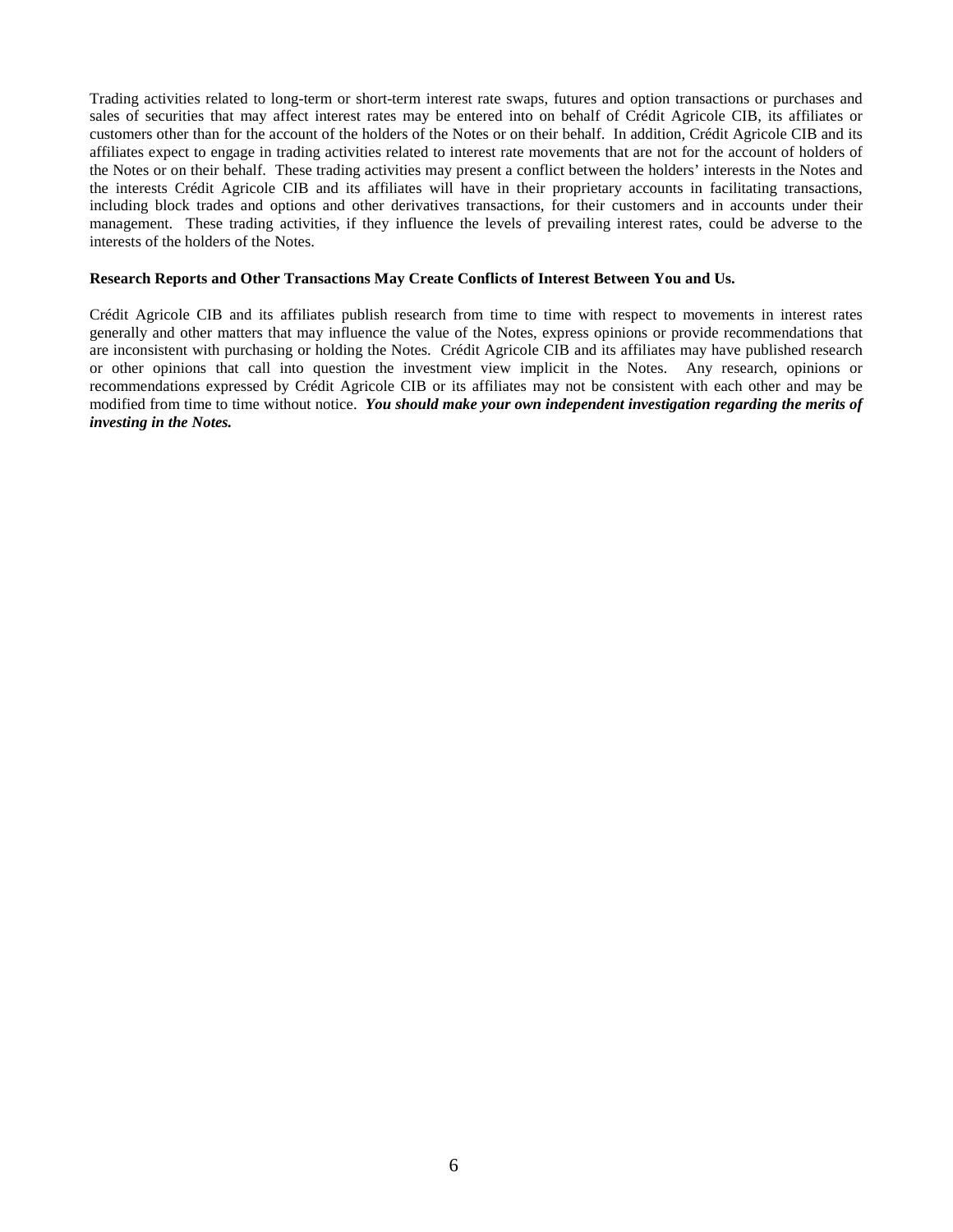Trading activities related to long-term or short-term interest rate swaps, futures and option transactions or purchases and sales of securities that may affect interest rates may be entered into on behalf of Crédit Agricole CIB, its affiliates or customers other than for the account of the holders of the Notes or on their behalf. In addition, Crédit Agricole CIB and its affiliates expect to engage in trading activities related to interest rate movements that are not for the account of holders of the Notes or on their behalf. These trading activities may present a conflict between the holders' interests in the Notes and the interests Crédit Agricole CIB and its affiliates will have in their proprietary accounts in facilitating transactions, including block trades and options and other derivatives transactions, for their customers and in accounts under their management. These trading activities, if they influence the levels of prevailing interest rates, could be adverse to the interests of the holders of the Notes.

**Research Reports and Other Transactions May Create Conflicts of Interest Between You and Us.**

Crédit Agricole CIB and its affiliates publish research from time to time with respect to movements in interest rates generally and other matters that may influence the value of the Notes, express opinions or provide recommendations that are inconsistent with purchasing or holding the Notes. Crédit Agricole CIB and its affiliates may have published research or other opinions that call into question the investment view implicit in the Notes. Any research, opinions or recommendations expressed by Crédit Agricole CIB or its affiliates may not be consistent with each other and may be modified from time to time without notice. ***You should make your own independent investigation regarding the merits of investing in the Notes.***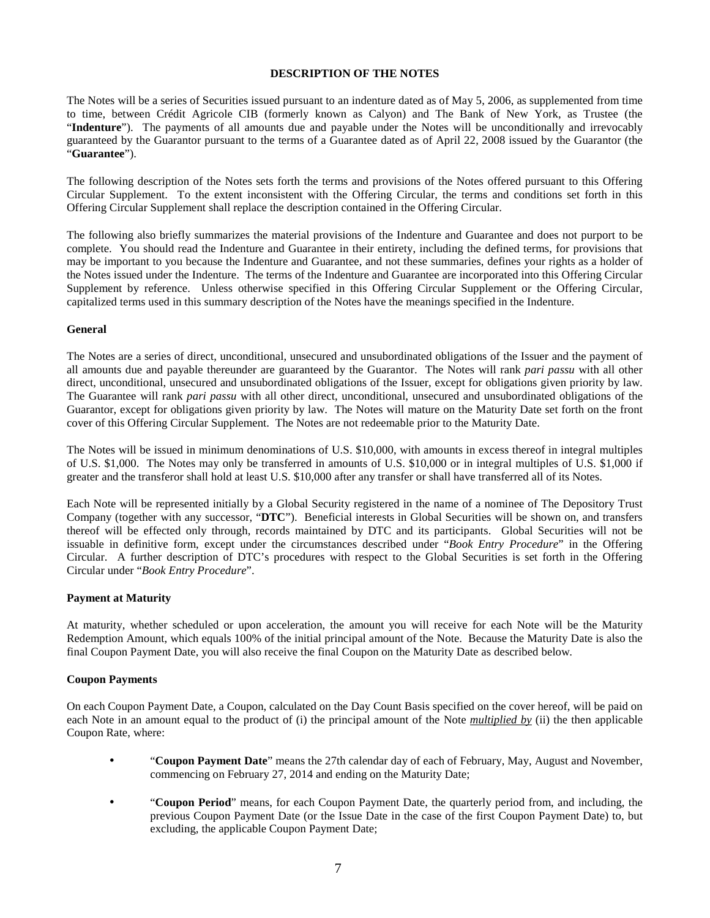## DESCRIPTION OF THE NOTES

The Notes will be a series of Securities issued pursuant to an indenture dated as of May 5, 2006, as supplemented from time to time, between Crédit Agricole CIB (formerly known as Calyon) and The Bank of New York, as Trustee (the "**Indenture**"). The payments of all amounts due and payable under the Notes will be unconditionally and irrevocably guaranteed by the Guarantor pursuant to the terms of a Guarantee dated as of April 22, 2008 issued by the Guarantor (the "**Guarantee**").

The following description of the Notes sets forth the terms and provisions of the Notes offered pursuant to this Offering Circular Supplement. To the extent inconsistent with the Offering Circular, the terms and conditions set forth in this Offering Circular Supplement shall replace the description contained in the Offering Circular.

The following also briefly summarizes the material provisions of the Indenture and Guarantee and does not purport to be complete. You should read the Indenture and Guarantee in their entirety, including the defined terms, for provisions that may be important to you because the Indenture and Guarantee, and not these summaries, defines your rights as a holder of the Notes issued under the Indenture. The terms of the Indenture and Guarantee are incorporated into this Offering Circular Supplement by reference. Unless otherwise specified in this Offering Circular Supplement or the Offering Circular, capitalized terms used in this summary description of the Notes have the meanings specified in the Indenture.

### General

The Notes are a series of direct, unconditional, unsecured and unsubordinated obligations of the Issuer and the payment of all amounts due and payable thereunder are guaranteed by the Guarantor. The Notes will rank *pari passu* with all other direct, unconditional, unsecured and unsubordinated obligations of the Issuer, except for obligations given priority by law. The Guarantee will rank *pari passu* with all other direct, unconditional, unsecured and unsubordinated obligations of the Guarantor, except for obligations given priority by law. The Notes will mature on the Maturity Date set forth on the front cover of this Offering Circular Supplement. The Notes are not redeemable prior to the Maturity Date.

The Notes will be issued in minimum denominations of U.S. $10,000, with amounts in excess thereof in integral multiples of U.S. $1,000. The Notes may only be transferred in amounts of U.S. $10,000 or in integral multiples of U.S. $1,000 if greater and the transferor shall hold at least U.S. $10,000 after any transfer or shall have transferred all of its Notes.

Each Note will be represented initially by a Global Security registered in the name of a nominee of The Depository Trust Company (together with any successor, "**DTC**"). Beneficial interests in Global Securities will be shown on, and transfers thereof will be effected only through, records maintained by DTC and its participants. Global Securities will not be issuable in definitive form, except under the circumstances described under "*Book Entry Procedure*" in the Offering Circular. A further description of DTC's procedures with respect to the Global Securities is set forth in the Offering Circular under "*Book Entry Procedure*".

### Payment at Maturity

At maturity, whether scheduled or upon acceleration, the amount you will receive for each Note will be the Maturity Redemption Amount, which equals 100% of the initial principal amount of the Note. Because the Maturity Date is also the final Coupon Payment Date, you will also receive the final Coupon on the Maturity Date as described below.

### Coupon Payments

On each Coupon Payment Date, a Coupon, calculated on the Day Count Basis specified on the cover hereof, will be paid on each Note in an amount equal to the product of (i) the principal amount of the Note *multiplied by* (ii) the then applicable Coupon Rate, where:

- "**Coupon Payment Date**" means the 27th calendar day of each of February, May, August and November, commencing on February 27, 2014 and ending on the Maturity Date;
- "**Coupon Period**" means, for each Coupon Payment Date, the quarterly period from, and including, the previous Coupon Payment Date (or the Issue Date in the case of the first Coupon Payment Date) to, but excluding, the applicable Coupon Payment Date;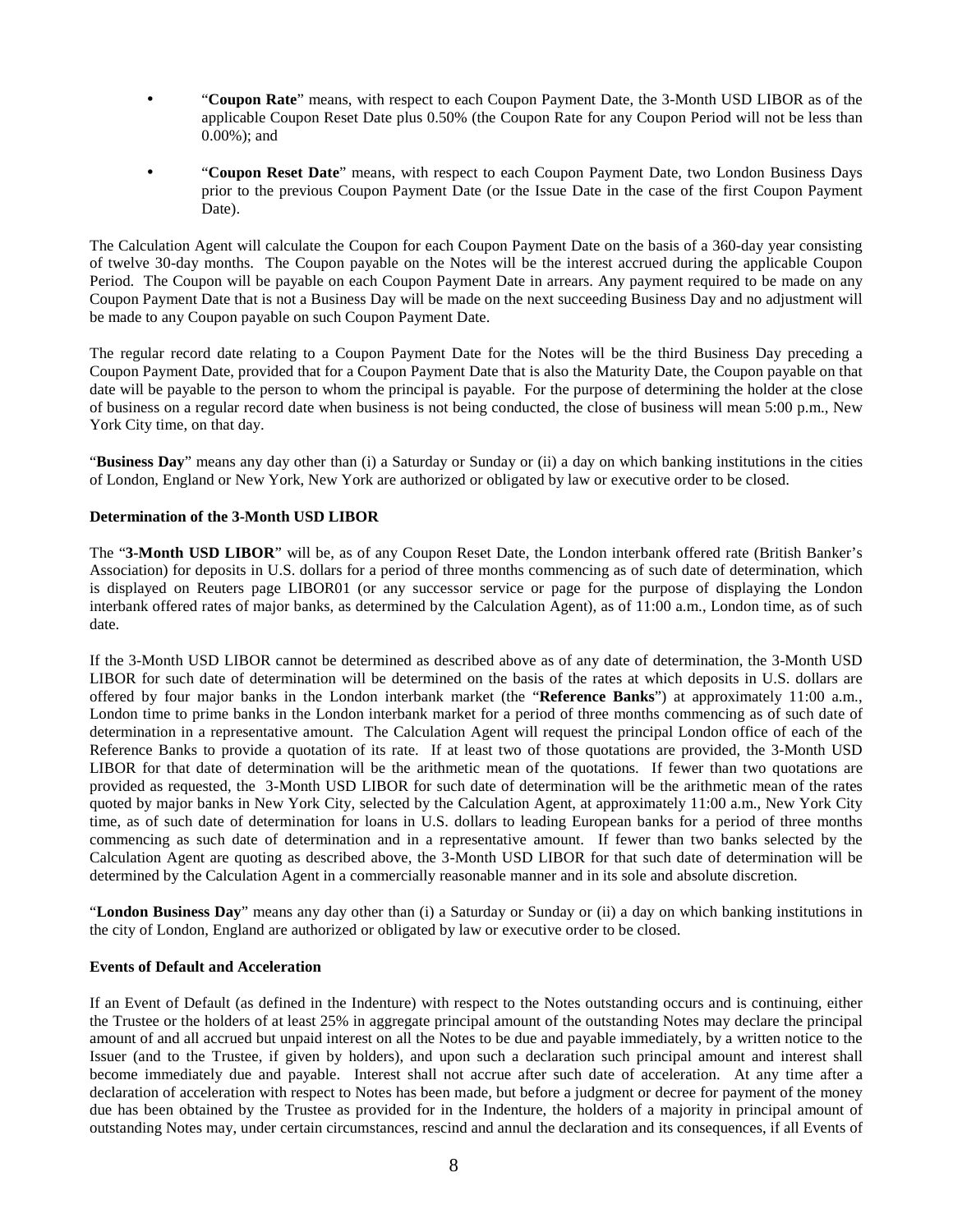- "**Coupon Rate**" means, with respect to each Coupon Payment Date, the 3-Month USD LIBOR as of the applicable Coupon Reset Date plus 0.50% (the Coupon Rate for any Coupon Period will not be less than 0.00%); and

- "**Coupon Reset Date**" means, with respect to each Coupon Payment Date, two London Business Days prior to the previous Coupon Payment Date (or the Issue Date in the case of the first Coupon Payment Date).

The Calculation Agent will calculate the Coupon for each Coupon Payment Date on the basis of a 360-day year consisting of twelve 30-day months. The Coupon payable on the Notes will be the interest accrued during the applicable Coupon Period. The Coupon will be payable on each Coupon Payment Date in arrears. Any payment required to be made on any Coupon Payment Date that is not a Business Day will be made on the next succeeding Business Day and no adjustment will be made to any Coupon payable on such Coupon Payment Date.

The regular record date relating to a Coupon Payment Date for the Notes will be the third Business Day preceding a Coupon Payment Date, provided that for a Coupon Payment Date that is also the Maturity Date, the Coupon payable on that date will be payable to the person to whom the principal is payable. For the purpose of determining the holder at the close of business on a regular record date when business is not being conducted, the close of business will mean 5:00 p.m., New York City time, on that day.

"**Business Day**" means any day other than (i) a Saturday or Sunday or (ii) a day on which banking institutions in the cities of London, England or New York, New York are authorized or obligated by law or executive order to be closed.

**Determination of the 3-Month USD LIBOR**

The "**3-Month USD LIBOR**" will be, as of any Coupon Reset Date, the London interbank offered rate (British Banker's Association) for deposits in U.S. dollars for a period of three months commencing as of such date of determination, which is displayed on Reuters page LIBOR01 (or any successor service or page for the purpose of displaying the London interbank offered rates of major banks, as determined by the Calculation Agent), as of 11:00 a.m., London time, as of such date.

If the 3-Month USD LIBOR cannot be determined as described above as of any date of determination, the 3-Month USD LIBOR for such date of determination will be determined on the basis of the rates at which deposits in U.S. dollars are offered by four major banks in the London interbank market (the "**Reference Banks**") at approximately 11:00 a.m., London time to prime banks in the London interbank market for a period of three months commencing as of such date of determination in a representative amount. The Calculation Agent will request the principal London office of each of the Reference Banks to provide a quotation of its rate. If at least two of those quotations are provided, the 3-Month USD LIBOR for that date of determination will be the arithmetic mean of the quotations. If fewer than two quotations are provided as requested, the 3-Month USD LIBOR for such date of determination will be the arithmetic mean of the rates quoted by major banks in New York City, selected by the Calculation Agent, at approximately 11:00 a.m., New York City time, as of such date of determination for loans in U.S. dollars to leading European banks for a period of three months commencing as such date of determination and in a representative amount. If fewer than two banks selected by the Calculation Agent are quoting as described above, the 3-Month USD LIBOR for that such date of determination will be determined by the Calculation Agent in a commercially reasonable manner and in its sole and absolute discretion.

"**London Business Day**" means any day other than (i) a Saturday or Sunday or (ii) a day on which banking institutions in the city of London, England are authorized or obligated by law or executive order to be closed.

**Events of Default and Acceleration**

If an Event of Default (as defined in the Indenture) with respect to the Notes outstanding occurs and is continuing, either the Trustee or the holders of at least 25% in aggregate principal amount of the outstanding Notes may declare the principal amount of and all accrued but unpaid interest on all the Notes to be due and payable immediately, by a written notice to the Issuer (and to the Trustee, if given by holders), and upon such a declaration such principal amount and interest shall become immediately due and payable. Interest shall not accrue after such date of acceleration. At any time after a declaration of acceleration with respect to Notes has been made, but before a judgment or decree for payment of the money due has been obtained by the Trustee as provided for in the Indenture, the holders of a majority in principal amount of outstanding Notes may, under certain circumstances, rescind and annul the declaration and its consequences, if all Events of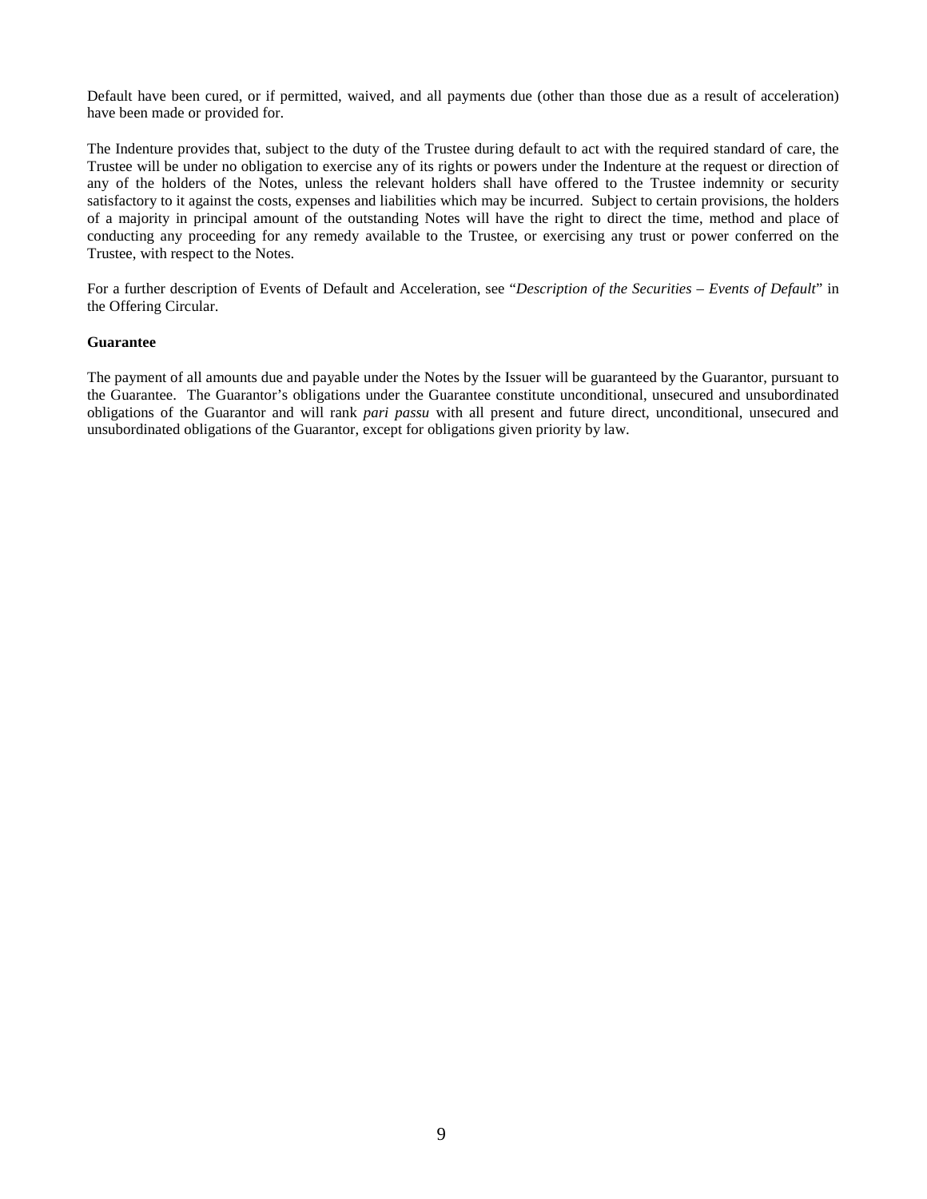Default have been cured, or if permitted, waived, and all payments due (other than those due as a result of acceleration) have been made or provided for.

The Indenture provides that, subject to the duty of the Trustee during default to act with the required standard of care, the Trustee will be under no obligation to exercise any of its rights or powers under the Indenture at the request or direction of any of the holders of the Notes, unless the relevant holders shall have offered to the Trustee indemnity or security satisfactory to it against the costs, expenses and liabilities which may be incurred. Subject to certain provisions, the holders of a majority in principal amount of the outstanding Notes will have the right to direct the time, method and place of conducting any proceeding for any remedy available to the Trustee, or exercising any trust or power conferred on the Trustee, with respect to the Notes.

For a further description of Events of Default and Acceleration, see "*Description of the Securities – Events of Default*" in the Offering Circular.

**Guarantee**

The payment of all amounts due and payable under the Notes by the Issuer will be guaranteed by the Guarantor, pursuant to the Guarantee. The Guarantor's obligations under the Guarantee constitute unconditional, unsecured and unsubordinated obligations of the Guarantor and will rank *pari passu* with all present and future direct, unconditional, unsecured and unsubordinated obligations of the Guarantor, except for obligations given priority by law.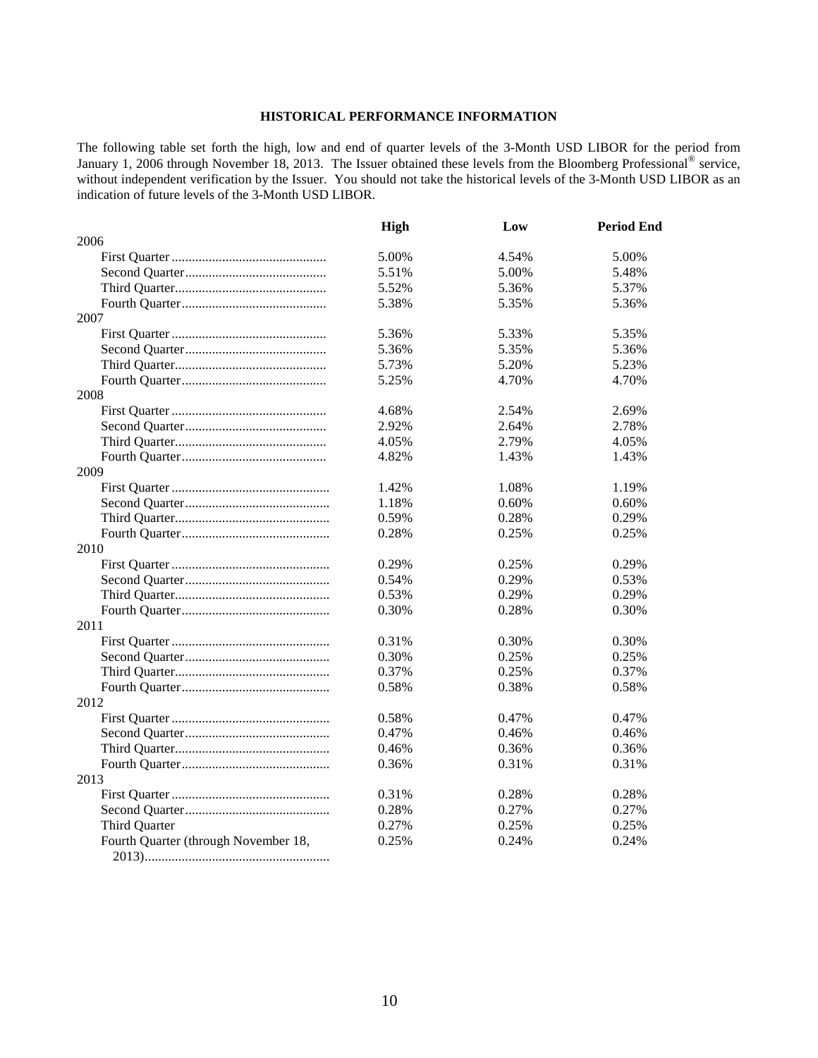## HISTORICAL PERFORMANCE INFORMATION

The following table set forth the high, low and end of quarter levels of the 3-Month USD LIBOR for the period from January 1, 2006 through November 18, 2013. The Issuer obtained these levels from the Bloomberg Professional® service, without independent verification by the Issuer. You should not take the historical levels of the 3-Month USD LIBOR as an indication of future levels of the 3-Month USD LIBOR.

| | High | Low | Period End |
|---|---|---|---|
| **2006** | | | |
| First Quarter | 5.00% | 4.54% | 5.00% |
| Second Quarter | 5.51% | 5.00% | 5.48% |
| Third Quarter | 5.52% | 5.36% | 5.37% |
| Fourth Quarter | 5.38% | 5.35% | 5.36% |
| **2007** | | | |
| First Quarter | 5.36% | 5.33% | 5.35% |
| Second Quarter | 5.36% | 5.35% | 5.36% |
| Third Quarter | 5.73% | 5.20% | 5.23% |
| Fourth Quarter | 5.25% | 4.70% | 4.70% |
| **2008** | | | |
| First Quarter | 4.68% | 2.54% | 2.69% |
| Second Quarter | 2.92% | 2.64% | 2.78% |
| Third Quarter | 4.05% | 2.79% | 4.05% |
| Fourth Quarter | 4.82% | 1.43% | 1.43% |
| **2009** | | | |
| First Quarter | 1.42% | 1.08% | 1.19% |
| Second Quarter | 1.18% | 0.60% | 0.60% |
| Third Quarter | 0.59% | 0.28% | 0.29% |
| Fourth Quarter | 0.28% | 0.25% | 0.25% |
| **2010** | | | |
| First Quarter | 0.29% | 0.25% | 0.29% |
| Second Quarter | 0.54% | 0.29% | 0.53% |
| Third Quarter | 0.53% | 0.29% | 0.29% |
| Fourth Quarter | 0.30% | 0.28% | 0.30% |
| **2011** | | | |
| First Quarter | 0.31% | 0.30% | 0.30% |
| Second Quarter | 0.30% | 0.25% | 0.25% |
| Third Quarter | 0.37% | 0.25% | 0.37% |
| Fourth Quarter | 0.58% | 0.38% | 0.58% |
| **2012** | | | |
| First Quarter | 0.58% | 0.47% | 0.47% |
| Second Quarter | 0.47% | 0.46% | 0.46% |
| Third Quarter | 0.46% | 0.36% | 0.36% |
| Fourth Quarter | 0.36% | 0.31% | 0.31% |
| **2013** | | | |
| First Quarter | 0.31% | 0.28% | 0.28% |
| Second Quarter | 0.28% | 0.27% | 0.27% |
| Third Quarter | 0.27% | 0.25% | 0.25% |
| Fourth Quarter (through November 18, 2013) | 0.25% | 0.24% | 0.24% |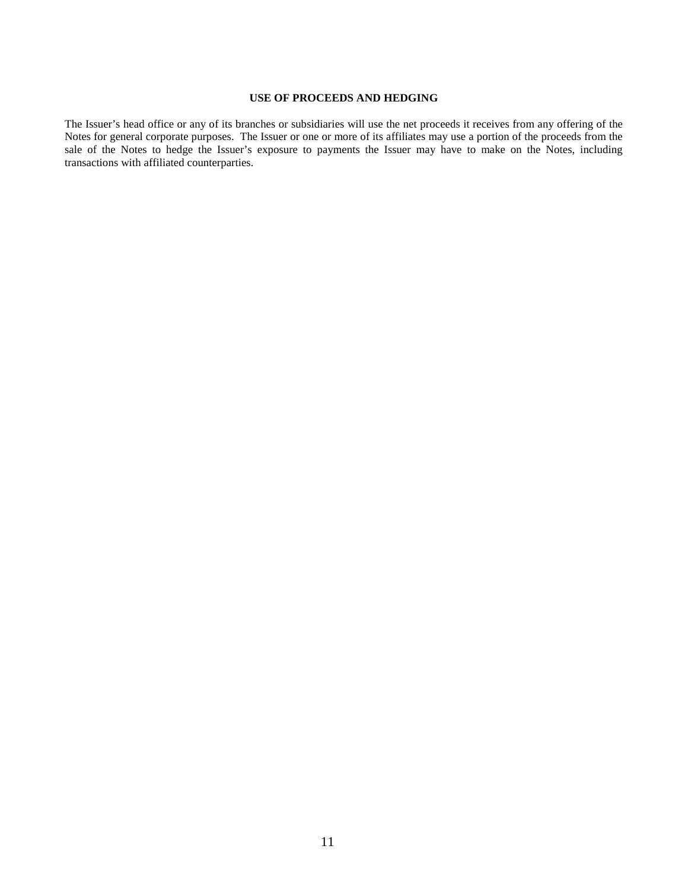## USE OF PROCEEDS AND HEDGING

The Issuer's head office or any of its branches or subsidiaries will use the net proceeds it receives from any offering of the Notes for general corporate purposes. The Issuer or one or more of its affiliates may use a portion of the proceeds from the sale of the Notes to hedge the Issuer's exposure to payments the Issuer may have to make on the Notes, including transactions with affiliated counterparties.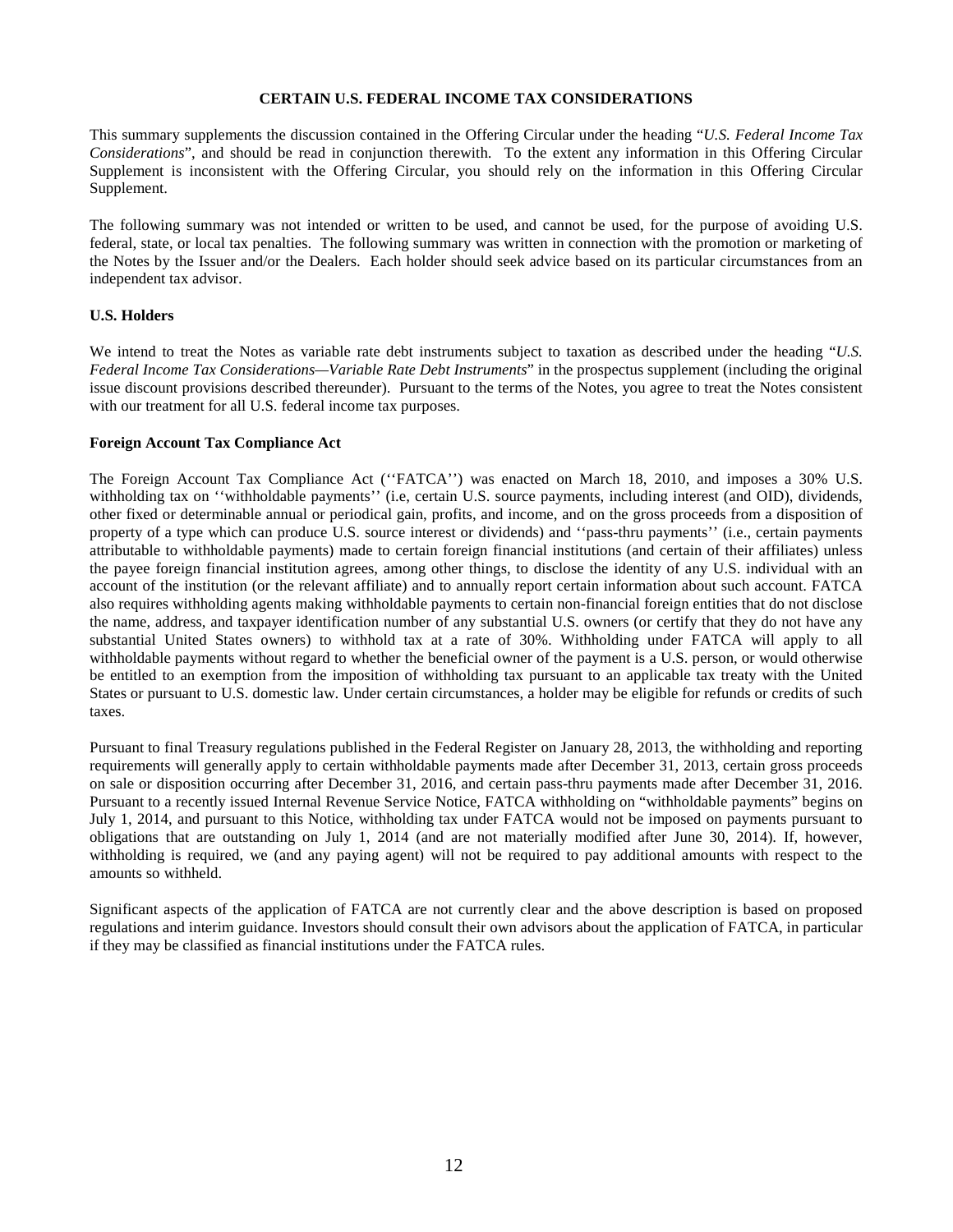## CERTAIN U.S. FEDERAL INCOME TAX CONSIDERATIONS

This summary supplements the discussion contained in the Offering Circular under the heading "*U.S. Federal Income Tax Considerations*", and should be read in conjunction therewith. To the extent any information in this Offering Circular Supplement is inconsistent with the Offering Circular, you should rely on the information in this Offering Circular Supplement.

The following summary was not intended or written to be used, and cannot be used, for the purpose of avoiding U.S. federal, state, or local tax penalties. The following summary was written in connection with the promotion or marketing of the Notes by the Issuer and/or the Dealers. Each holder should seek advice based on its particular circumstances from an independent tax advisor.

### U.S. Holders

We intend to treat the Notes as variable rate debt instruments subject to taxation as described under the heading "*U.S. Federal Income Tax Considerations—Variable Rate Debt Instruments*" in the prospectus supplement (including the original issue discount provisions described thereunder). Pursuant to the terms of the Notes, you agree to treat the Notes consistent with our treatment for all U.S. federal income tax purposes.

### Foreign Account Tax Compliance Act

The Foreign Account Tax Compliance Act (''FATCA'') was enacted on March 18, 2010, and imposes a 30% U.S. withholding tax on ''withholdable payments'' (i.e, certain U.S. source payments, including interest (and OID), dividends, other fixed or determinable annual or periodical gain, profits, and income, and on the gross proceeds from a disposition of property of a type which can produce U.S. source interest or dividends) and ''pass-thru payments'' (i.e., certain payments attributable to withholdable payments) made to certain foreign financial institutions (and certain of their affiliates) unless the payee foreign financial institution agrees, among other things, to disclose the identity of any U.S. individual with an account of the institution (or the relevant affiliate) and to annually report certain information about such account. FATCA also requires withholding agents making withholdable payments to certain non-financial foreign entities that do not disclose the name, address, and taxpayer identification number of any substantial U.S. owners (or certify that they do not have any substantial United States owners) to withhold tax at a rate of 30%. Withholding under FATCA will apply to all withholdable payments without regard to whether the beneficial owner of the payment is a U.S. person, or would otherwise be entitled to an exemption from the imposition of withholding tax pursuant to an applicable tax treaty with the United States or pursuant to U.S. domestic law. Under certain circumstances, a holder may be eligible for refunds or credits of such taxes.

Pursuant to final Treasury regulations published in the Federal Register on January 28, 2013, the withholding and reporting requirements will generally apply to certain withholdable payments made after December 31, 2013, certain gross proceeds on sale or disposition occurring after December 31, 2016, and certain pass-thru payments made after December 31, 2016. Pursuant to a recently issued Internal Revenue Service Notice, FATCA withholding on "withholdable payments" begins on July 1, 2014, and pursuant to this Notice, withholding tax under FATCA would not be imposed on payments pursuant to obligations that are outstanding on July 1, 2014 (and are not materially modified after June 30, 2014). If, however, withholding is required, we (and any paying agent) will not be required to pay additional amounts with respect to the amounts so withheld.

Significant aspects of the application of FATCA are not currently clear and the above description is based on proposed regulations and interim guidance. Investors should consult their own advisors about the application of FATCA, in particular if they may be classified as financial institutions under the FATCA rules.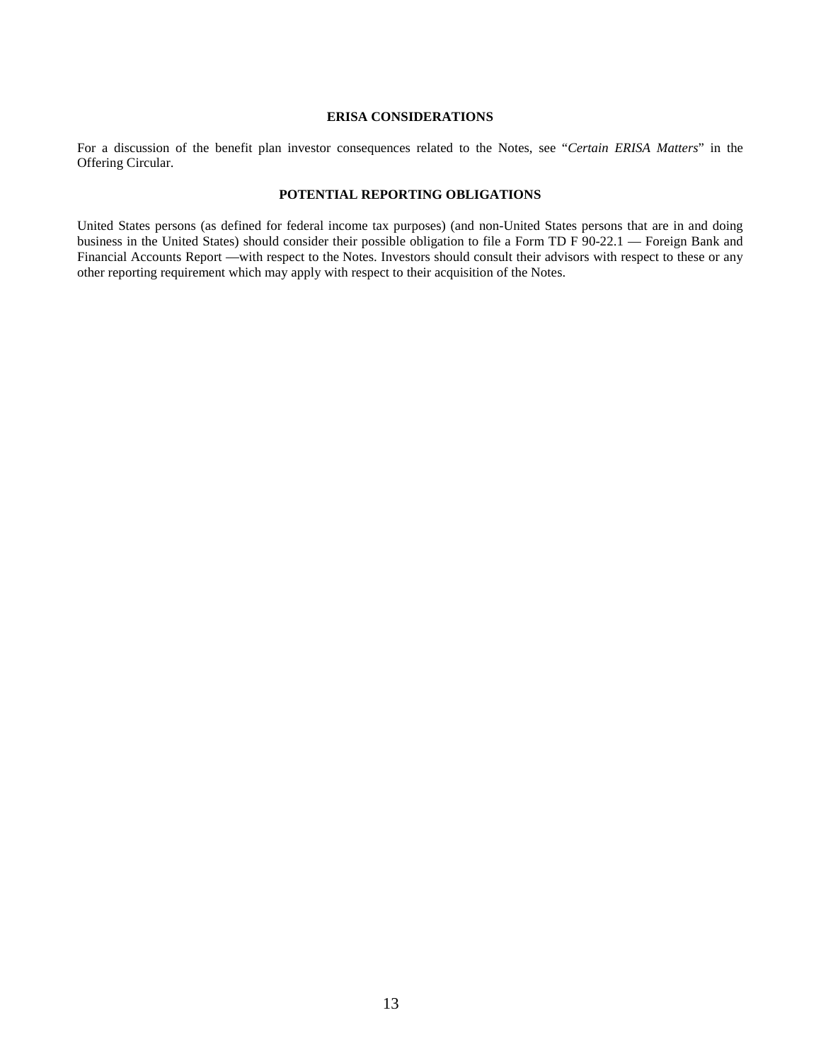## ERISA CONSIDERATIONS

For a discussion of the benefit plan investor consequences related to the Notes, see "*Certain ERISA Matters*" in the Offering Circular.

## POTENTIAL REPORTING OBLIGATIONS

United States persons (as defined for federal income tax purposes) (and non-United States persons that are in and doing business in the United States) should consider their possible obligation to file a Form TD F 90-22.1 — Foreign Bank and Financial Accounts Report —with respect to the Notes. Investors should consult their advisors with respect to these or any other reporting requirement which may apply with respect to their acquisition of the Notes.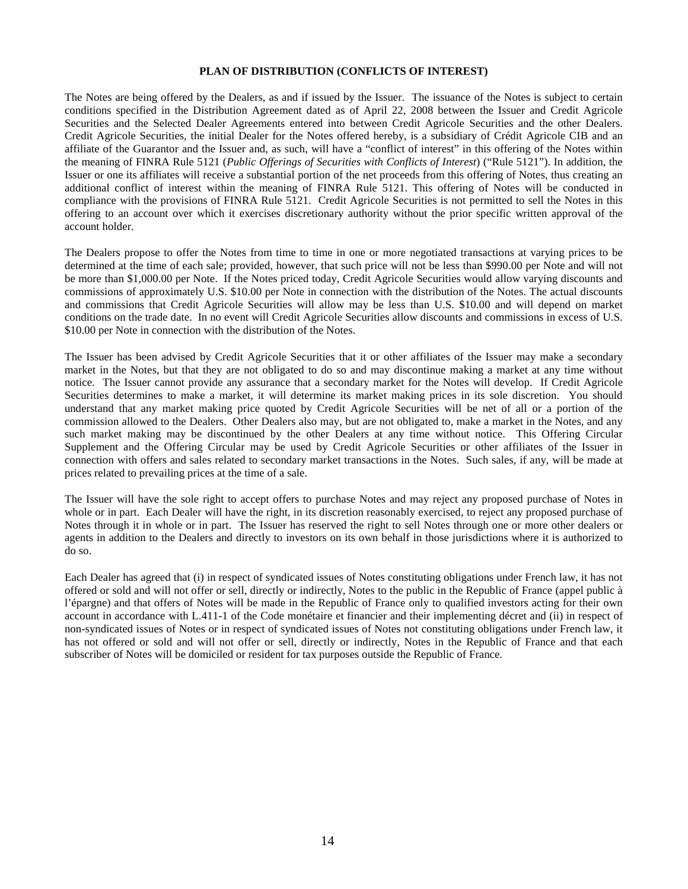## PLAN OF DISTRIBUTION (CONFLICTS OF INTEREST)

The Notes are being offered by the Dealers, as and if issued by the Issuer. The issuance of the Notes is subject to certain conditions specified in the Distribution Agreement dated as of April 22, 2008 between the Issuer and Credit Agricole Securities and the Selected Dealer Agreements entered into between Credit Agricole Securities and the other Dealers. Credit Agricole Securities, the initial Dealer for the Notes offered hereby, is a subsidiary of Crédit Agricole CIB and an affiliate of the Guarantor and the Issuer and, as such, will have a "conflict of interest" in this offering of the Notes within the meaning of FINRA Rule 5121 (*Public Offerings of Securities with Conflicts of Interest*) ("Rule 5121"). In addition, the Issuer or one its affiliates will receive a substantial portion of the net proceeds from this offering of Notes, thus creating an additional conflict of interest within the meaning of FINRA Rule 5121. This offering of Notes will be conducted in compliance with the provisions of FINRA Rule 5121. Credit Agricole Securities is not permitted to sell the Notes in this offering to an account over which it exercises discretionary authority without the prior specific written approval of the account holder.

The Dealers propose to offer the Notes from time to time in one or more negotiated transactions at varying prices to be determined at the time of each sale; provided, however, that such price will not be less than $990.00 per Note and will not be more than $1,000.00 per Note. If the Notes priced today, Credit Agricole Securities would allow varying discounts and commissions of approximately U.S. $10.00 per Note in connection with the distribution of the Notes. The actual discounts and commissions that Credit Agricole Securities will allow may be less than U.S. $10.00 and will depend on market conditions on the trade date. In no event will Credit Agricole Securities allow discounts and commissions in excess of U.S. $10.00 per Note in connection with the distribution of the Notes.

The Issuer has been advised by Credit Agricole Securities that it or other affiliates of the Issuer may make a secondary market in the Notes, but that they are not obligated to do so and may discontinue making a market at any time without notice. The Issuer cannot provide any assurance that a secondary market for the Notes will develop. If Credit Agricole Securities determines to make a market, it will determine its market making prices in its sole discretion. You should understand that any market making price quoted by Credit Agricole Securities will be net of all or a portion of the commission allowed to the Dealers. Other Dealers also may, but are not obligated to, make a market in the Notes, and any such market making may be discontinued by the other Dealers at any time without notice. This Offering Circular Supplement and the Offering Circular may be used by Credit Agricole Securities or other affiliates of the Issuer in connection with offers and sales related to secondary market transactions in the Notes. Such sales, if any, will be made at prices related to prevailing prices at the time of a sale.

The Issuer will have the sole right to accept offers to purchase Notes and may reject any proposed purchase of Notes in whole or in part. Each Dealer will have the right, in its discretion reasonably exercised, to reject any proposed purchase of Notes through it in whole or in part. The Issuer has reserved the right to sell Notes through one or more other dealers or agents in addition to the Dealers and directly to investors on its own behalf in those jurisdictions where it is authorized to do so.

Each Dealer has agreed that (i) in respect of syndicated issues of Notes constituting obligations under French law, it has not offered or sold and will not offer or sell, directly or indirectly, Notes to the public in the Republic of France (appel public à l'épargne) and that offers of Notes will be made in the Republic of France only to qualified investors acting for their own account in accordance with L.411-1 of the Code monétaire et financier and their implementing décret and (ii) in respect of non-syndicated issues of Notes or in respect of syndicated issues of Notes not constituting obligations under French law, it has not offered or sold and will not offer or sell, directly or indirectly, Notes in the Republic of France and that each subscriber of Notes will be domiciled or resident for tax purposes outside the Republic of France.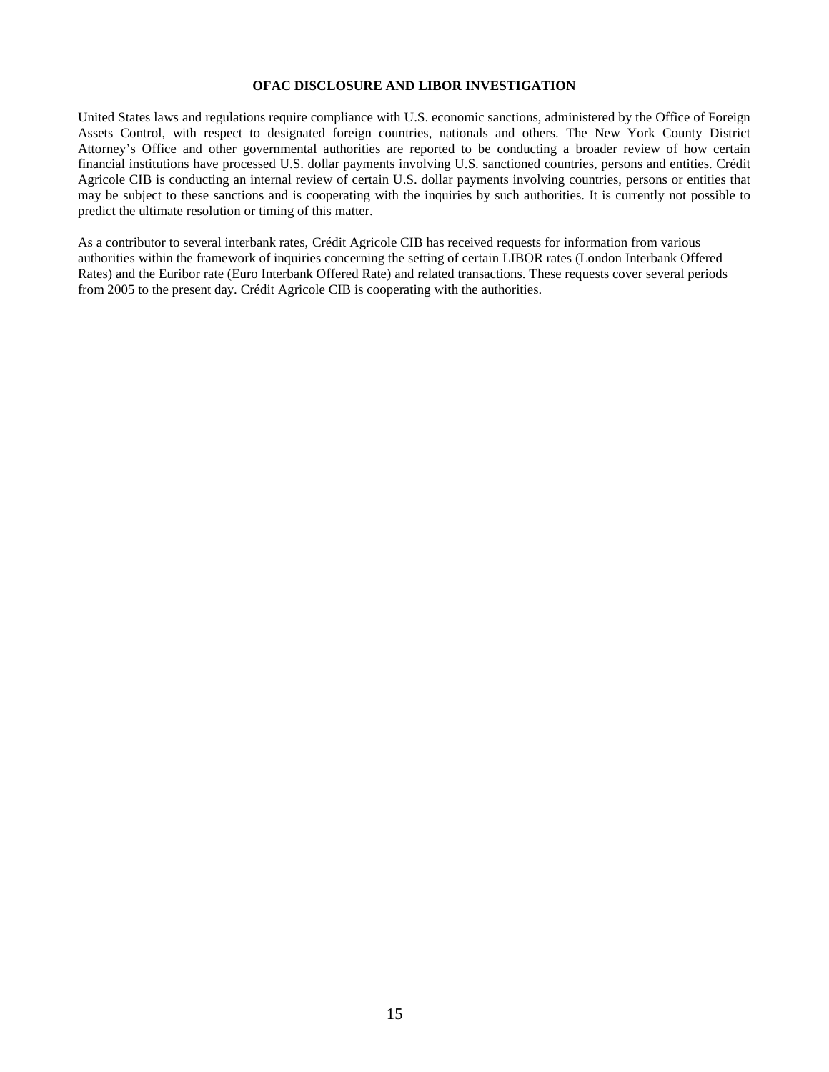## OFAC DISCLOSURE AND LIBOR INVESTIGATION

United States laws and regulations require compliance with U.S. economic sanctions, administered by the Office of Foreign Assets Control, with respect to designated foreign countries, nationals and others. The New York County District Attorney's Office and other governmental authorities are reported to be conducting a broader review of how certain financial institutions have processed U.S. dollar payments involving U.S. sanctioned countries, persons and entities. Crédit Agricole CIB is conducting an internal review of certain U.S. dollar payments involving countries, persons or entities that may be subject to these sanctions and is cooperating with the inquiries by such authorities. It is currently not possible to predict the ultimate resolution or timing of this matter.

As a contributor to several interbank rates, Crédit Agricole CIB has received requests for information from various authorities within the framework of inquiries concerning the setting of certain LIBOR rates (London Interbank Offered Rates) and the Euribor rate (Euro Interbank Offered Rate) and related transactions. These requests cover several periods from 2005 to the present day. Crédit Agricole CIB is cooperating with the authorities.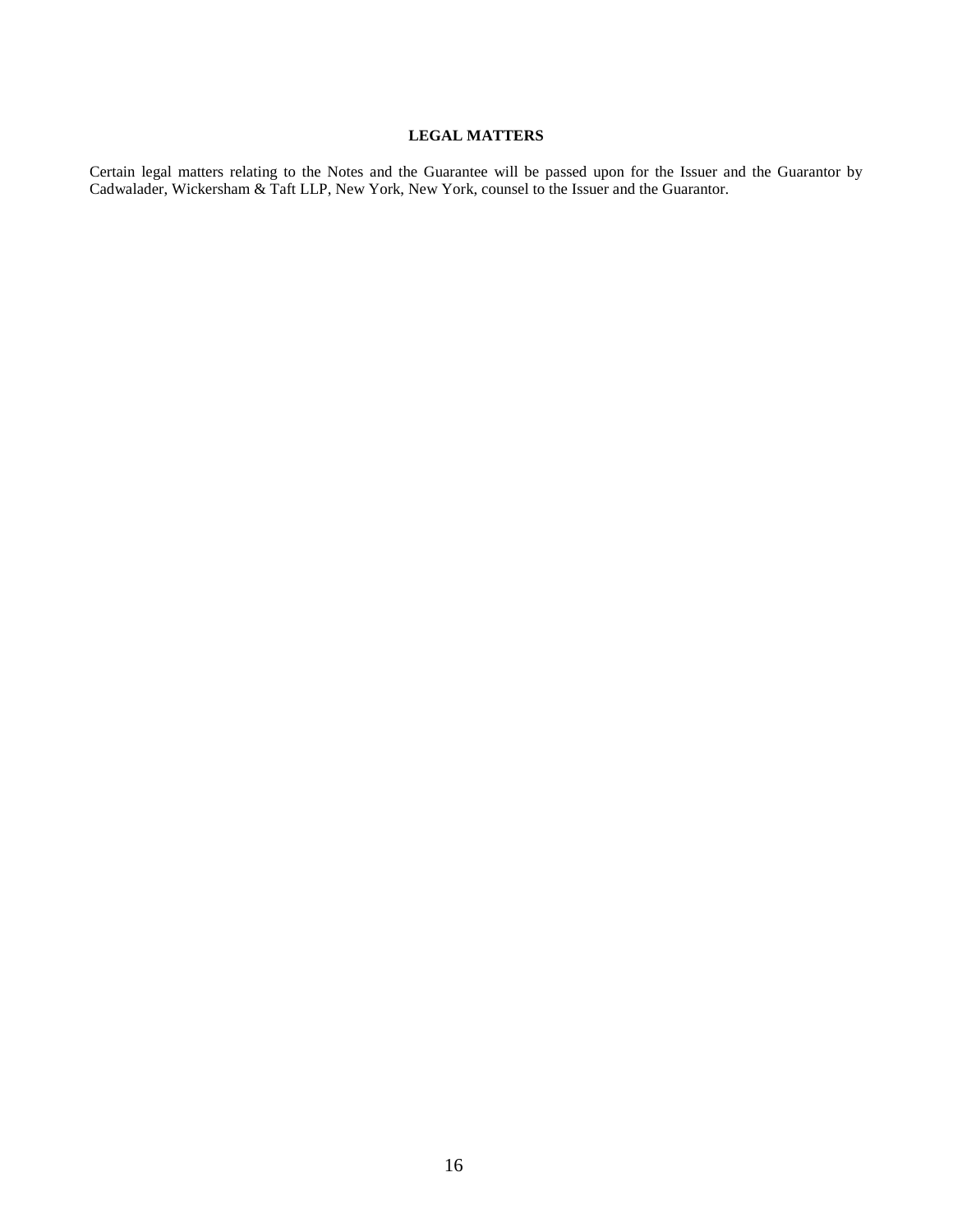## LEGAL MATTERS

Certain legal matters relating to the Notes and the Guarantee will be passed upon for the Issuer and the Guarantor by Cadwalader, Wickersham & Taft LLP, New York, New York, counsel to the Issuer and the Guarantor.